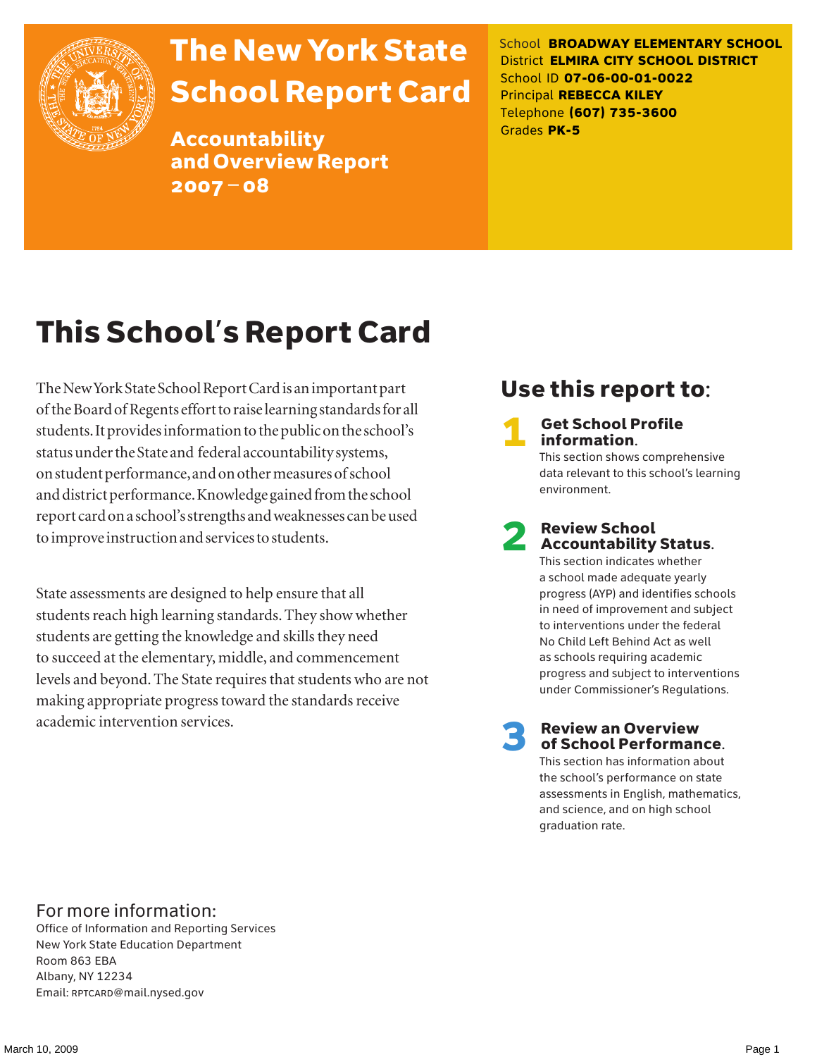# The New York State School Report Card

## Accountability and Overview Report 2007 – 08

School **BROADWAY ELEMENTARY SCHOOL**
District **ELMIRA CITY SCHOOL DISTRICT**
School ID **07-06-00-01-0022**
Principal **REBECCA KILEY**
Telephone **(607) 735-3600**
Grades **PK-5**

# This School's Report Card

The New York State School Report Card is an important part of the Board of Regents effort to raise learning standards for all students. It provides information to the public on the school's status under the State and federal accountability systems, on student performance, and on other measures of school and district performance. Knowledge gained from the school report card on a school's strengths and weaknesses can be used to improve instruction and services to students.

State assessments are designed to help ensure that all students reach high learning standards. They show whether students are getting the knowledge and skills they need to succeed at the elementary, middle, and commencement levels and beyond. The State requires that students who are not making appropriate progress toward the standards receive academic intervention services.

## Use this report to:

**1 Get School Profile information.**
This section shows comprehensive data relevant to this school's learning environment.

**2 Review School Accountability Status.**
This section indicates whether a school made adequate yearly progress (AYP) and identifies schools in need of improvement and subject to interventions under the federal No Child Left Behind Act as well as schools requiring academic progress and subject to interventions under Commissioner's Regulations.

**3 Review an Overview of School Performance.**
This section has information about the school's performance on state assessments in English, mathematics, and science, and on high school graduation rate.

For more information:
Office of Information and Reporting Services
New York State Education Department
Room 863 EBA
Albany, NY 12234
Email: RPTCARD@mail.nysed.gov

March 10, 2009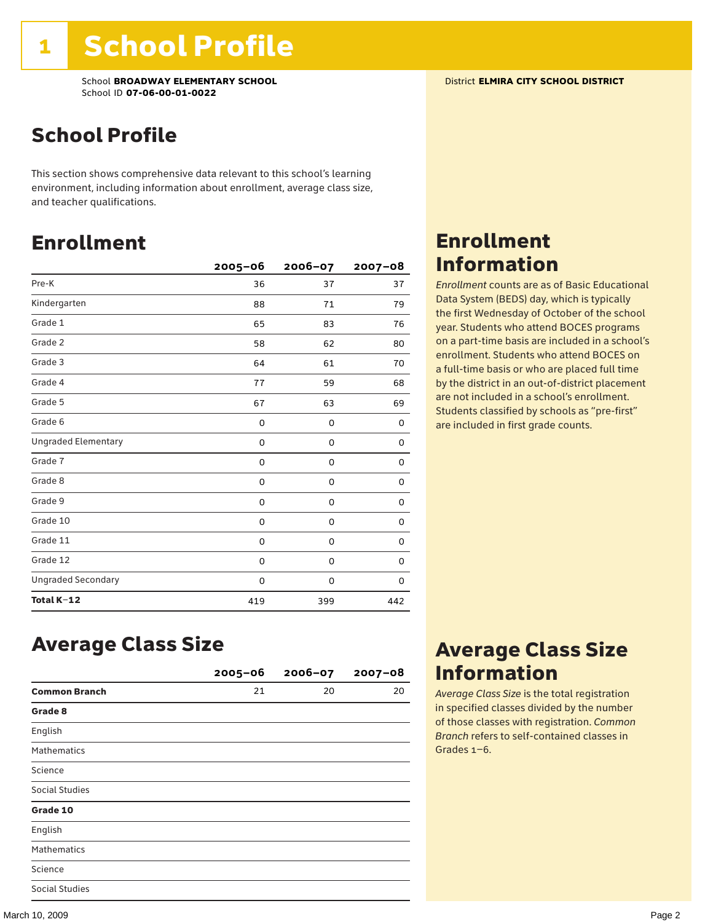# 1 School Profile

School **BROADWAY ELEMENTARY SCHOOL**
School ID **07-06-00-01-0022**

District **ELMIRA CITY SCHOOL DISTRICT**

## School Profile

This section shows comprehensive data relevant to this school's learning environment, including information about enrollment, average class size, and teacher qualifications.

## Enrollment

| | 2005–06 | 2006–07 | 2007–08 |
|---|---|---|---|
| Pre-K | 36 | 37 | 37 |
| Kindergarten | 88 | 71 | 79 |
| Grade 1 | 65 | 83 | 76 |
| Grade 2 | 58 | 62 | 80 |
| Grade 3 | 64 | 61 | 70 |
| Grade 4 | 77 | 59 | 68 |
| Grade 5 | 67 | 63 | 69 |
| Grade 6 | 0 | 0 | 0 |
| Ungraded Elementary | 0 | 0 | 0 |
| Grade 7 | 0 | 0 | 0 |
| Grade 8 | 0 | 0 | 0 |
| Grade 9 | 0 | 0 | 0 |
| Grade 10 | 0 | 0 | 0 |
| Grade 11 | 0 | 0 | 0 |
| Grade 12 | 0 | 0 | 0 |
| Ungraded Secondary | 0 | 0 | 0 |
| **Total K–12** | 419 | 399 | 442 |

## Enrollment Information

*Enrollment* counts are as of Basic Educational Data System (BEDS) day, which is typically the first Wednesday of October of the school year. Students who attend BOCES programs on a part-time basis are included in a school's enrollment. Students who attend BOCES on a full-time basis or who are placed full time by the district in an out-of-district placement are not included in a school's enrollment. Students classified by schools as "pre-first" are included in first grade counts.

## Average Class Size

| | 2005–06 | 2006–07 | 2007–08 |
|---|---|---|---|
| **Common Branch** | 21 | 20 | 20 |
| **Grade 8** | | | |
| English | | | |
| Mathematics | | | |
| Science | | | |
| Social Studies | | | |
| **Grade 10** | | | |
| English | | | |
| Mathematics | | | |
| Science | | | |
| Social Studies | | | |

## Average Class Size Information

*Average Class Size* is the total registration in specified classes divided by the number of those classes with registration. *Common Branch* refers to self-contained classes in Grades 1–6.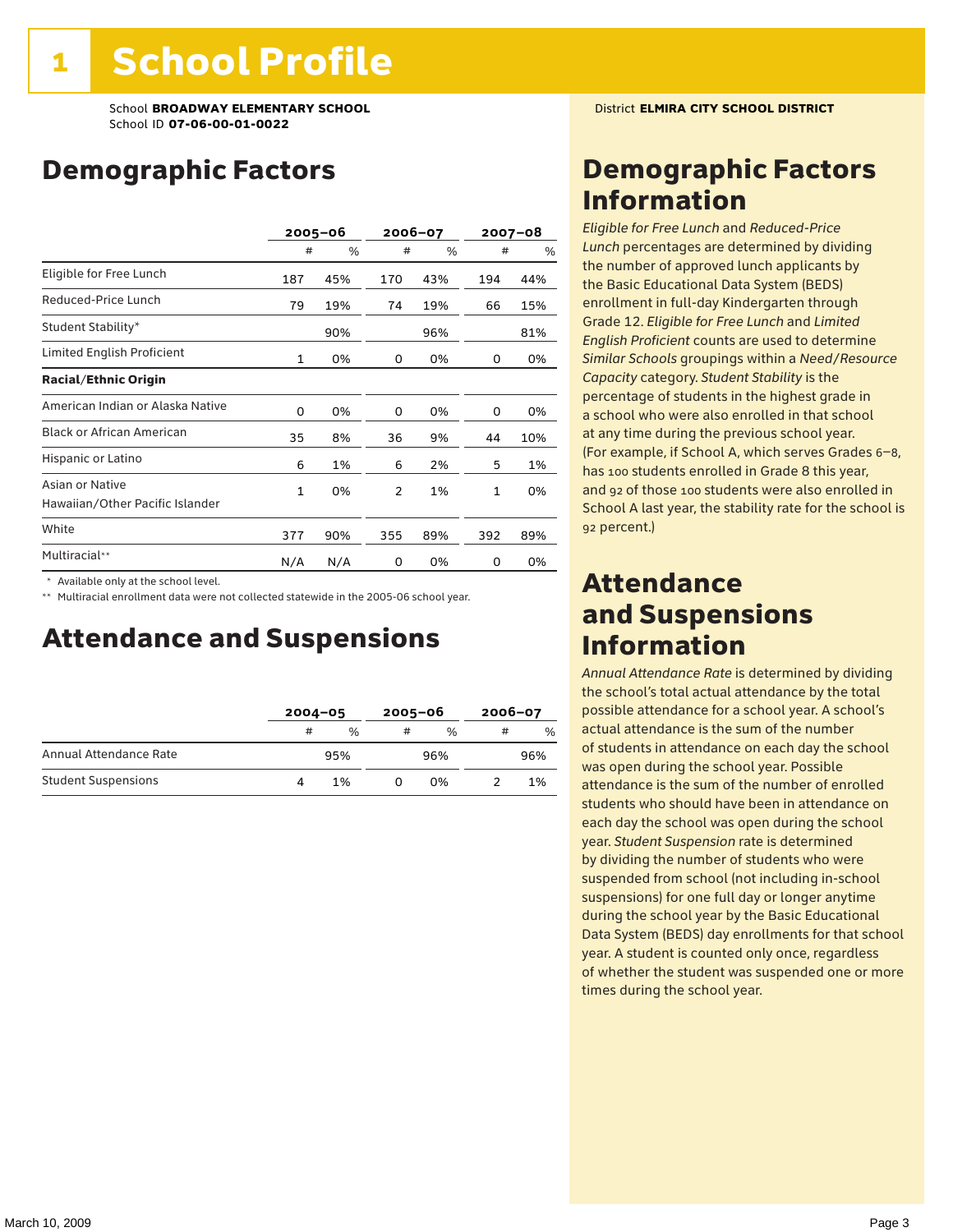# 1 School Profile

School **BROADWAY ELEMENTARY SCHOOL**
School ID **07-06-00-01-0022**

District **ELMIRA CITY SCHOOL DISTRICT**

## Demographic Factors

| | 2005–06 | | 2006–07 | | 2007–08 | |
|---|---|---|---|---|---|---|
| | # | % | # | % | # | % |
| Eligible for Free Lunch | 187 | 45% | 170 | 43% | 194 | 44% |
| Reduced-Price Lunch | 79 | 19% | 74 | 19% | 66 | 15% |
| Student Stability* | | 90% | | 96% | | 81% |
| Limited English Proficient | 1 | 0% | 0 | 0% | 0 | 0% |
| **Racial/Ethnic Origin** | | | | | | |
| American Indian or Alaska Native | 0 | 0% | 0 | 0% | 0 | 0% |
| Black or African American | 35 | 8% | 36 | 9% | 44 | 10% |
| Hispanic or Latino | 6 | 1% | 6 | 2% | 5 | 1% |
| Asian or Native Hawaiian/Other Pacific Islander | 1 | 0% | 2 | 1% | 1 | 0% |
| White | 377 | 90% | 355 | 89% | 392 | 89% |
| Multiracial** | N/A | N/A | 0 | 0% | 0 | 0% |

\* Available only at the school level.

\*\* Multiracial enrollment data were not collected statewide in the 2005-06 school year.

## Attendance and Suspensions

| | 2004–05 | | 2005–06 | | 2006–07 | |
|---|---|---|---|---|---|---|
| | # | % | # | % | # | % |
| Annual Attendance Rate | | 95% | | 96% | | 96% |
| Student Suspensions | 4 | 1% | 0 | 0% | 2 | 1% |

## Demographic Factors Information

*Eligible for Free Lunch* and *Reduced-Price Lunch* percentages are determined by dividing the number of approved lunch applicants by the Basic Educational Data System (BEDS) enrollment in full-day Kindergarten through Grade 12. *Eligible for Free Lunch* and *Limited English Proficient* counts are used to determine *Similar Schools* groupings within a *Need/Resource Capacity* category. *Student Stability* is the percentage of students in the highest grade in a school who were also enrolled in that school at any time during the previous school year. (For example, if School A, which serves Grades 6–8, has 100 students enrolled in Grade 8 this year, and 92 of those 100 students were also enrolled in School A last year, the stability rate for the school is 92 percent.)

## Attendance and Suspensions Information

*Annual Attendance Rate* is determined by dividing the school's total actual attendance by the total possible attendance for a school year. A school's actual attendance is the sum of the number of students in attendance on each day the school was open during the school year. Possible attendance is the sum of the number of enrolled students who should have been in attendance on each day the school was open during the school year. *Student Suspension* rate is determined by dividing the number of students who were suspended from school (not including in-school suspensions) for one full day or longer anytime during the school year by the Basic Educational Data System (BEDS) day enrollments for that school year. A student is counted only once, regardless of whether the student was suspended one or more times during the school year.

March 10, 2009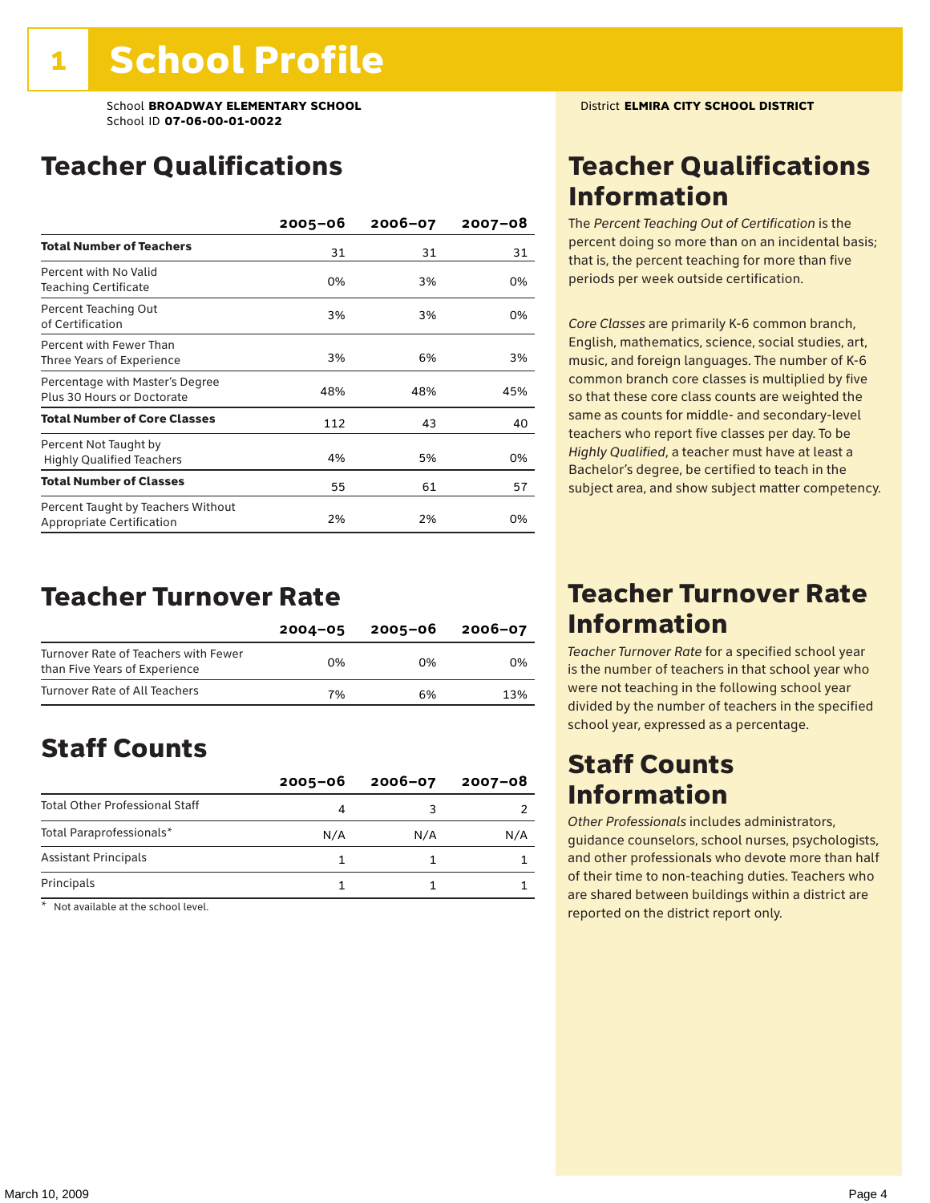# 1 School Profile

School **BROADWAY ELEMENTARY SCHOOL**
School ID **07-06-00-01-0022**

District **ELMIRA CITY SCHOOL DISTRICT**

## Teacher Qualifications

| | 2005–06 | 2006–07 | 2007–08 |
|---|---|---|---|
| **Total Number of Teachers** | 31 | 31 | 31 |
| Percent with No Valid Teaching Certificate | 0% | 3% | 0% |
| Percent Teaching Out of Certification | 3% | 3% | 0% |
| Percent with Fewer Than Three Years of Experience | 3% | 6% | 3% |
| Percentage with Master's Degree Plus 30 Hours or Doctorate | 48% | 48% | 45% |
| **Total Number of Core Classes** | 112 | 43 | 40 |
| Percent Not Taught by Highly Qualified Teachers | 4% | 5% | 0% |
| **Total Number of Classes** | 55 | 61 | 57 |
| Percent Taught by Teachers Without Appropriate Certification | 2% | 2% | 0% |

## Teacher Qualifications Information

The *Percent Teaching Out of Certification* is the percent doing so more than on an incidental basis; that is, the percent teaching for more than five periods per week outside certification.

*Core Classes* are primarily K-6 common branch, English, mathematics, science, social studies, art, music, and foreign languages. The number of K-6 common branch core classes is multiplied by five so that these core class counts are weighted the same as counts for middle- and secondary-level teachers who report five classes per day. To be *Highly Qualified*, a teacher must have at least a Bachelor's degree, be certified to teach in the subject area, and show subject matter competency.

## Teacher Turnover Rate

| | 2004–05 | 2005–06 | 2006–07 |
|---|---|---|---|
| Turnover Rate of Teachers with Fewer than Five Years of Experience | 0% | 0% | 0% |
| Turnover Rate of All Teachers | 7% | 6% | 13% |

## Teacher Turnover Rate Information

*Teacher Turnover Rate* for a specified school year is the number of teachers in that school year who were not teaching in the following school year divided by the number of teachers in the specified school year, expressed as a percentage.

## Staff Counts

| | 2005–06 | 2006–07 | 2007–08 |
|---|---|---|---|
| Total Other Professional Staff | 4 | 3 | 2 |
| Total Paraprofessionals* | N/A | N/A | N/A |
| Assistant Principals | 1 | 1 | 1 |
| Principals | 1 | 1 | 1 |

\* Not available at the school level.

## Staff Counts Information

*Other Professionals* includes administrators, guidance counselors, school nurses, psychologists, and other professionals who devote more than half of their time to non-teaching duties. Teachers who are shared between buildings within a district are reported on the district report only.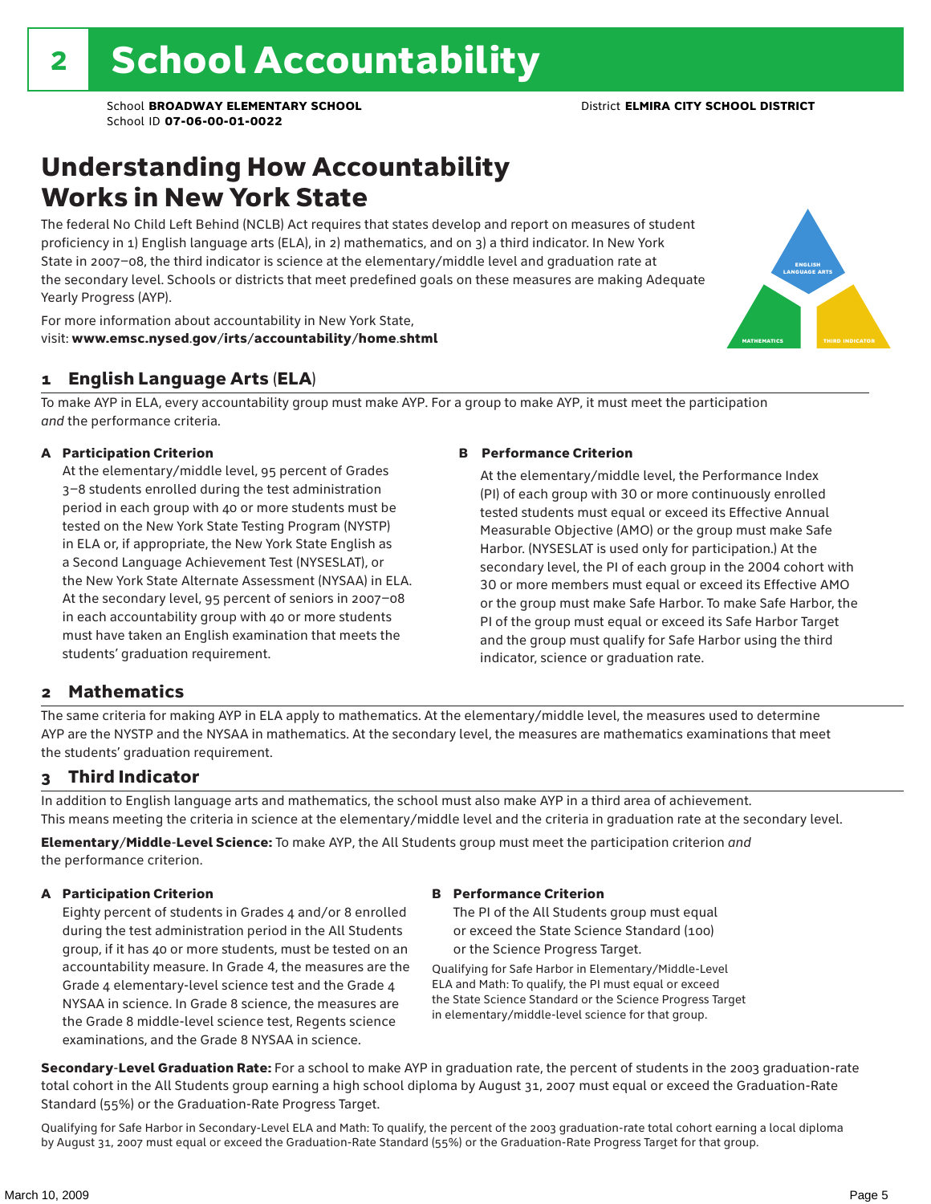# 2 School Accountability

School **BROADWAY ELEMENTARY SCHOOL** District **ELMIRA CITY SCHOOL DISTRICT**
School ID **07-06-00-01-0022**

## Understanding How Accountability Works in New York State

The federal No Child Left Behind (NCLB) Act requires that states develop and report on measures of student proficiency in 1) English language arts (ELA), in 2) mathematics, and on 3) a third indicator. In New York State in 2007–08, the third indicator is science at the elementary/middle level and graduation rate at the secondary level. Schools or districts that meet predefined goals on these measures are making Adequate Yearly Progress (AYP).

For more information about accountability in New York State, visit: **www.emsc.nysed.gov/irts/accountability/home.shtml**

ENGLISH LANGUAGE ARTS
MATHEMATICS
THIRD INDICATOR

### 1 English Language Arts (ELA)

To make AYP in ELA, every accountability group must make AYP. For a group to make AYP, it must meet the participation *and* the performance criteria.

**A Participation Criterion**

At the elementary/middle level, 95 percent of Grades 3–8 students enrolled during the test administration period in each group with 40 or more students must be tested on the New York State Testing Program (NYSTP) in ELA or, if appropriate, the New York State English as a Second Language Achievement Test (NYSESLAT), or the New York State Alternate Assessment (NYSAA) in ELA. At the secondary level, 95 percent of seniors in 2007–08 in each accountability group with 40 or more students must have taken an English examination that meets the students' graduation requirement.

**B Performance Criterion**

At the elementary/middle level, the Performance Index (PI) of each group with 30 or more continuously enrolled tested students must equal or exceed its Effective Annual Measurable Objective (AMO) or the group must make Safe Harbor. (NYSESLAT is used only for participation.) At the secondary level, the PI of each group in the 2004 cohort with 30 or more members must equal or exceed its Effective AMO or the group must make Safe Harbor. To make Safe Harbor, the PI of the group must equal or exceed its Safe Harbor Target and the group must qualify for Safe Harbor using the third indicator, science or graduation rate.

### 2 Mathematics

The same criteria for making AYP in ELA apply to mathematics. At the elementary/middle level, the measures used to determine AYP are the NYSTP and the NYSAA in mathematics. At the secondary level, the measures are mathematics examinations that meet the students' graduation requirement.

### 3 Third Indicator

In addition to English language arts and mathematics, the school must also make AYP in a third area of achievement. This means meeting the criteria in science at the elementary/middle level and the criteria in graduation rate at the secondary level.

**Elementary/Middle-Level Science:** To make AYP, the All Students group must meet the participation criterion *and* the performance criterion.

**A Participation Criterion**

Eighty percent of students in Grades 4 and/or 8 enrolled during the test administration period in the All Students group, if it has 40 or more students, must be tested on an accountability measure. In Grade 4, the measures are the Grade 4 elementary-level science test and the Grade 4 NYSAA in science. In Grade 8 science, the measures are the Grade 8 middle-level science test, Regents science examinations, and the Grade 8 NYSAA in science.

**B Performance Criterion**

The PI of the All Students group must equal or exceed the State Science Standard (100) or the Science Progress Target.

Qualifying for Safe Harbor in Elementary/Middle-Level ELA and Math: To qualify, the PI must equal or exceed the State Science Standard or the Science Progress Target in elementary/middle-level science for that group.

**Secondary-Level Graduation Rate:** For a school to make AYP in graduation rate, the percent of students in the 2003 graduation-rate total cohort in the All Students group earning a high school diploma by August 31, 2007 must equal or exceed the Graduation-Rate Standard (55%) or the Graduation-Rate Progress Target.

Qualifying for Safe Harbor in Secondary-Level ELA and Math: To qualify, the percent of the 2003 graduation-rate total cohort earning a local diploma by August 31, 2007 must equal or exceed the Graduation-Rate Standard (55%) or the Graduation-Rate Progress Target for that group.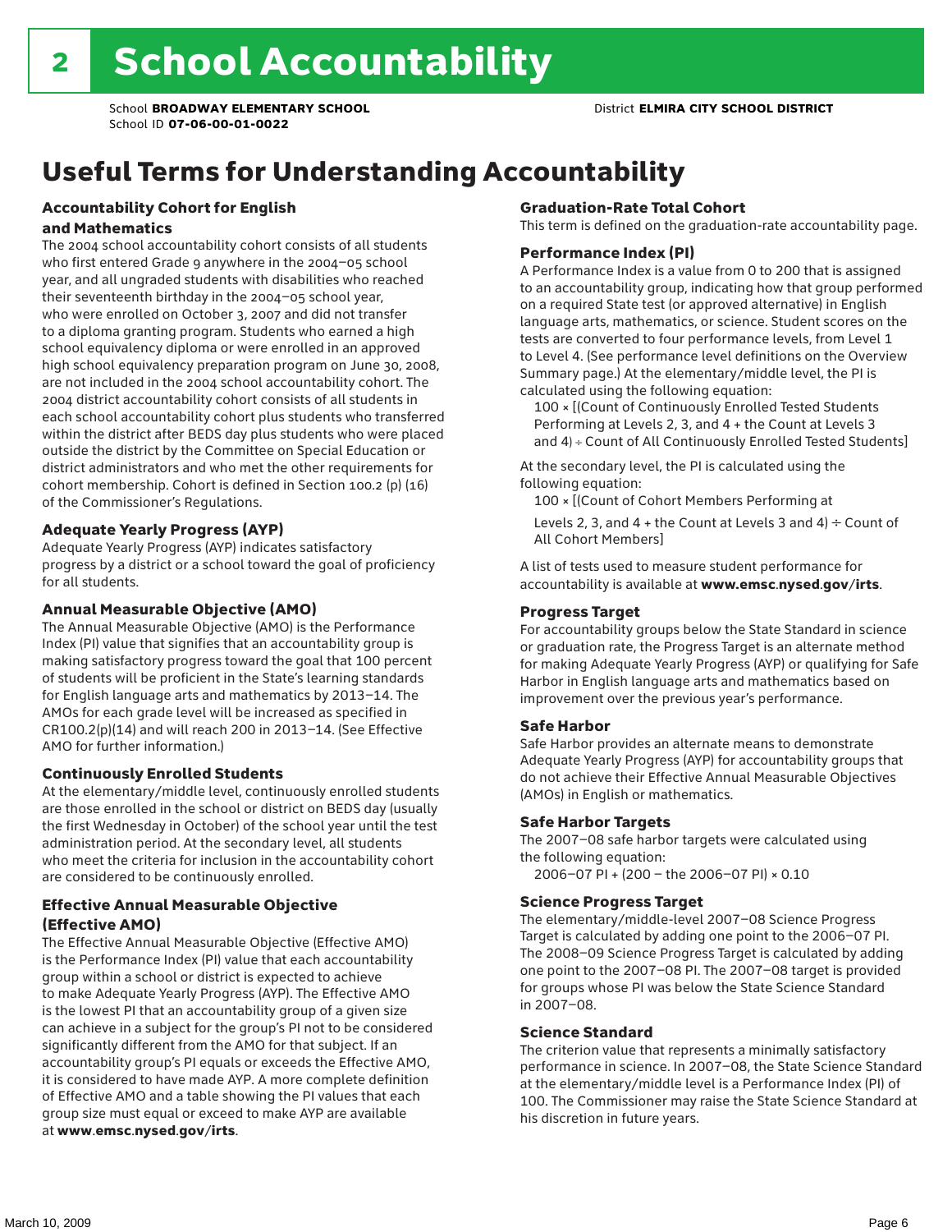# 2 School Accountability

School **BROADWAY ELEMENTARY SCHOOL** District **ELMIRA CITY SCHOOL DISTRICT**
School ID **07-06-00-01-0022**

## Useful Terms for Understanding Accountability

### Accountability Cohort for English and Mathematics

The 2004 school accountability cohort consists of all students who first entered Grade 9 anywhere in the 2004–05 school year, and all ungraded students with disabilities who reached their seventeenth birthday in the 2004–05 school year, who were enrolled on October 3, 2007 and did not transfer to a diploma granting program. Students who earned a high school equivalency diploma or were enrolled in an approved high school equivalency preparation program on June 30, 2008, are not included in the 2004 school accountability cohort. The 2004 district accountability cohort consists of all students in each school accountability cohort plus students who transferred within the district after BEDS day plus students who were placed outside the district by the Committee on Special Education or district administrators and who met the other requirements for cohort membership. Cohort is defined in Section 100.2 (p) (16) of the Commissioner's Regulations.

### Adequate Yearly Progress (AYP)

Adequate Yearly Progress (AYP) indicates satisfactory progress by a district or a school toward the goal of proficiency for all students.

### Annual Measurable Objective (AMO)

The Annual Measurable Objective (AMO) is the Performance Index (PI) value that signifies that an accountability group is making satisfactory progress toward the goal that 100 percent of students will be proficient in the State's learning standards for English language arts and mathematics by 2013–14. The AMOs for each grade level will be increased as specified in CR100.2(p)(14) and will reach 200 in 2013–14. (See Effective AMO for further information.)

### Continuously Enrolled Students

At the elementary/middle level, continuously enrolled students are those enrolled in the school or district on BEDS day (usually the first Wednesday in October) of the school year until the test administration period. At the secondary level, all students who meet the criteria for inclusion in the accountability cohort are considered to be continuously enrolled.

### Effective Annual Measurable Objective (Effective AMO)

The Effective Annual Measurable Objective (Effective AMO) is the Performance Index (PI) value that each accountability group within a school or district is expected to achieve to make Adequate Yearly Progress (AYP). The Effective AMO is the lowest PI that an accountability group of a given size can achieve in a subject for the group's PI not to be considered significantly different from the AMO for that subject. If an accountability group's PI equals or exceeds the Effective AMO, it is considered to have made AYP. A more complete definition of Effective AMO and a table showing the PI values that each group size must equal or exceed to make AYP are available at **www.emsc.nysed.gov/irts**.

### Graduation-Rate Total Cohort

This term is defined on the graduation-rate accountability page.

### Performance Index (PI)

A Performance Index is a value from 0 to 200 that is assigned to an accountability group, indicating how that group performed on a required State test (or approved alternative) in English language arts, mathematics, or science. Student scores on the tests are converted to four performance levels, from Level 1 to Level 4. (See performance level definitions on the Overview Summary page.) At the elementary/middle level, the PI is calculated using the following equation:

100 × [(Count of Continuously Enrolled Tested Students Performing at Levels 2, 3, and 4 + the Count at Levels 3 and 4) ÷ Count of All Continuously Enrolled Tested Students]

At the secondary level, the PI is calculated using the following equation:

100 × [(Count of Cohort Members Performing at Levels 2, 3, and 4 + the Count at Levels 3 and 4) ÷ Count of All Cohort Members]

A list of tests used to measure student performance for accountability is available at **www.emsc.nysed.gov/irts**.

### Progress Target

For accountability groups below the State Standard in science or graduation rate, the Progress Target is an alternate method for making Adequate Yearly Progress (AYP) or qualifying for Safe Harbor in English language arts and mathematics based on improvement over the previous year's performance.

### Safe Harbor

Safe Harbor provides an alternate means to demonstrate Adequate Yearly Progress (AYP) for accountability groups that do not achieve their Effective Annual Measurable Objectives (AMOs) in English or mathematics.

### Safe Harbor Targets

The 2007–08 safe harbor targets were calculated using the following equation:

2006–07 PI + (200 – the 2006–07 PI) × 0.10

### Science Progress Target

The elementary/middle-level 2007–08 Science Progress Target is calculated by adding one point to the 2006–07 PI. The 2008–09 Science Progress Target is calculated by adding one point to the 2007–08 PI. The 2007–08 target is provided for groups whose PI was below the State Science Standard in 2007–08.

### Science Standard

The criterion value that represents a minimally satisfactory performance in science. In 2007–08, the State Science Standard at the elementary/middle level is a Performance Index (PI) of 100. The Commissioner may raise the State Science Standard at his discretion in future years.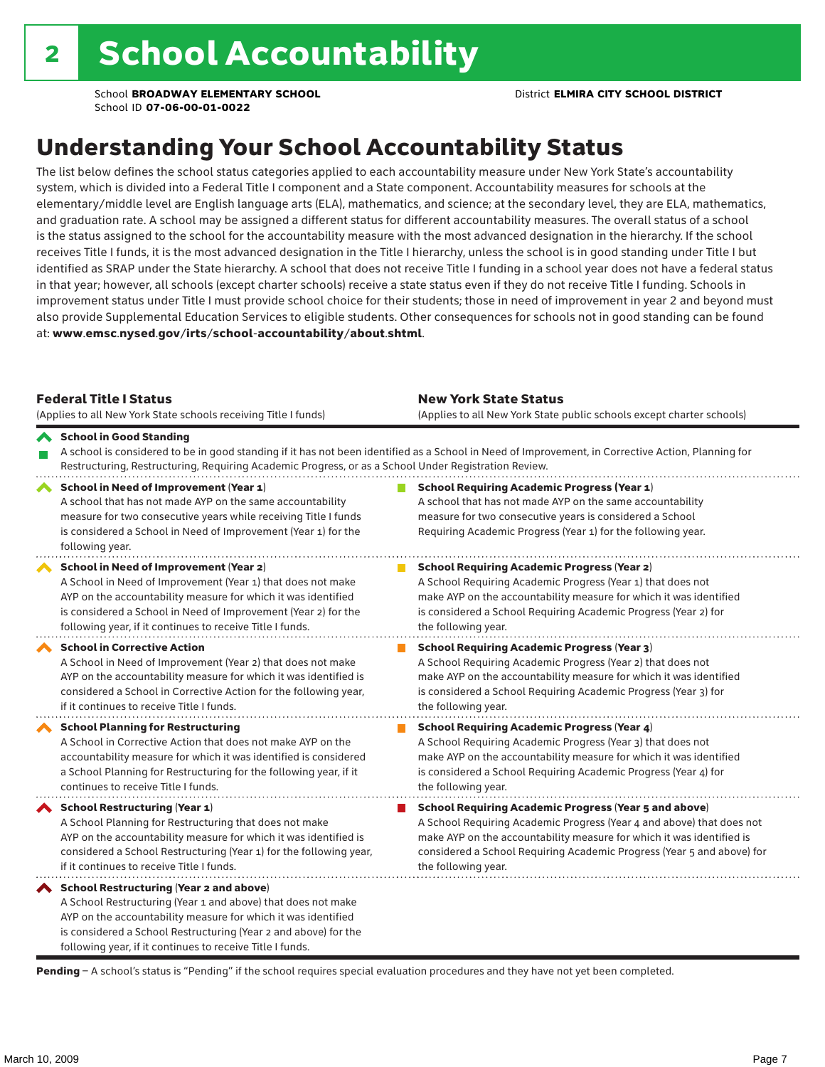# 2 School Accountability

School **BROADWAY ELEMENTARY SCHOOL**
School ID **07-06-00-01-0022**

District **ELMIRA CITY SCHOOL DISTRICT**

## Understanding Your School Accountability Status

The list below defines the school status categories applied to each accountability measure under New York State's accountability system, which is divided into a Federal Title I component and a State component. Accountability measures for schools at the elementary/middle level are English language arts (ELA), mathematics, and science; at the secondary level, they are ELA, mathematics, and graduation rate. A school may be assigned a different status for different accountability measures. The overall status of a school is the status assigned to the school for the accountability measure with the most advanced designation in the hierarchy. If the school receives Title I funds, it is the most advanced designation in the Title I hierarchy, unless the school is in good standing under Title I but identified as SRAP under the State hierarchy. A school that does not receive Title I funding in a school year does not have a federal status in that year; however, all schools (except charter schools) receive a state status even if they do not receive Title I funding. Schools in improvement status under Title I must provide school choice for their students; those in need of improvement in year 2 and beyond must also provide Supplemental Education Services to eligible students. Other consequences for schools not in good standing can be found at: **www.emsc.nysed.gov/irts/school-accountability/about.shtml**.

| **Federal Title I Status** (Applies to all New York State schools receiving Title I funds) | **New York State Status** (Applies to all New York State public schools except charter schools) |
|---|---|
| **School in Good Standing** A school is considered to be in good standing if it has not been identified as a School in Need of Improvement, in Corrective Action, Planning for Restructuring, Restructuring, Requiring Academic Progress, or as a School Under Registration Review. | |
| **School in Need of Improvement (Year 1)** A school that has not made AYP on the same accountability measure for two consecutive years while receiving Title I funds is considered a School in Need of Improvement (Year 1) for the following year. | **School Requiring Academic Progress (Year 1)** A school that has not made AYP on the same accountability measure for two consecutive years is considered a School Requiring Academic Progress (Year 1) for the following year. |
| **School in Need of Improvement (Year 2)** A School in Need of Improvement (Year 1) that does not make AYP on the accountability measure for which it was identified is considered a School in Need of Improvement (Year 2) for the following year, if it continues to receive Title I funds. | **School Requiring Academic Progress (Year 2)** A School Requiring Academic Progress (Year 1) that does not make AYP on the accountability measure for which it was identified is considered a School Requiring Academic Progress (Year 2) for the following year. |
| **School in Corrective Action** A School in Need of Improvement (Year 2) that does not make AYP on the accountability measure for which it was identified is considered a School in Corrective Action for the following year, if it continues to receive Title I funds. | **School Requiring Academic Progress (Year 3)** A School Requiring Academic Progress (Year 2) that does not make AYP on the accountability measure for which it was identified is considered a School Requiring Academic Progress (Year 3) for the following year. |
| **School Planning for Restructuring** A School in Corrective Action that does not make AYP on the accountability measure for which it was identified is considered a School Planning for Restructuring for the following year, if it continues to receive Title I funds. | **School Requiring Academic Progress (Year 4)** A School Requiring Academic Progress (Year 3) that does not make AYP on the accountability measure for which it was identified is considered a School Requiring Academic Progress (Year 4) for the following year. |
| **School Restructuring (Year 1)** A School Planning for Restructuring that does not make AYP on the accountability measure for which it was identified is considered a School Restructuring (Year 1) for the following year, if it continues to receive Title I funds. | **School Requiring Academic Progress (Year 5 and above)** A School Requiring Academic Progress (Year 4 and above) that does not make AYP on the accountability measure for which it was identified is considered a School Requiring Academic Progress (Year 5 and above) for the following year. |
| **School Restructuring (Year 2 and above)** A School Restructuring (Year 1 and above) that does not make AYP on the accountability measure for which it was identified is considered a School Restructuring (Year 2 and above) for the following year, if it continues to receive Title I funds. | |

**Pending** – A school's status is "Pending" if the school requires special evaluation procedures and they have not yet been completed.

March 10, 2009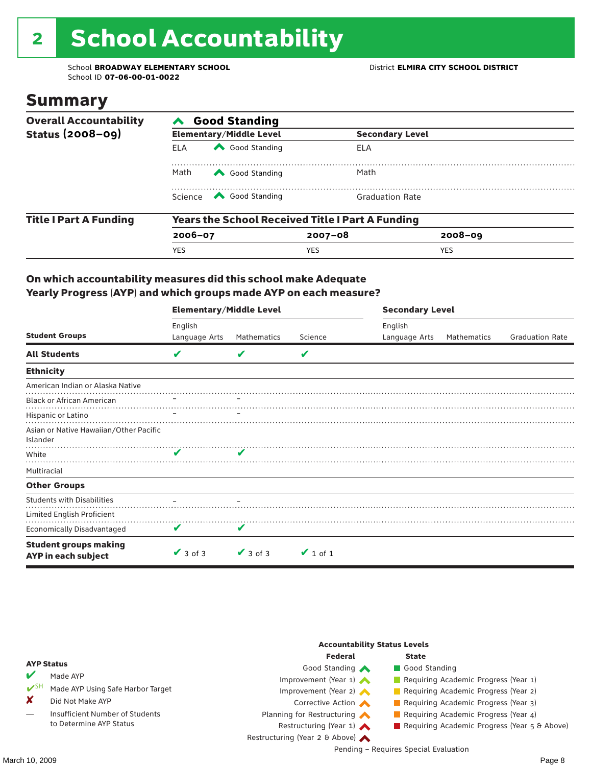# 2 School Accountability

School **BROADWAY ELEMENTARY SCHOOL**
School ID **07-06-00-01-0022**

District **ELMIRA CITY SCHOOL DISTRICT**

## Summary

| Overall Accountability Status (2008–09) | Good Standing | | |
|---|---|---|---|
| | **Elementary/Middle Level** | | **Secondary Level** |
| | ELA | Good Standing | ELA |
| | Math | Good Standing | Math |
| | Science | Good Standing | Graduation Rate |

| Title I Part A Funding | Years the School Received Title I Part A Funding | | |
|---|---|---|---|
| | **2006–07** | **2007–08** | **2008–09** |
| | YES | YES | YES |

### On which accountability measures did this school make Adequate Yearly Progress (AYP) and which groups made AYP on each measure?

| | Elementary/Middle Level | | | Secondary Level | | |
|---|---|---|---|---|---|---|
| **Student Groups** | English Language Arts | Mathematics | Science | English Language Arts | Mathematics | Graduation Rate |
| **All Students** | ✔ | ✔ | ✔ | | | |
| **Ethnicity** | | | | | | |
| American Indian or Alaska Native | | | | | | |
| Black or African American | – | – | | | | |
| Hispanic or Latino | – | – | | | | |
| Asian or Native Hawaiian/Other Pacific Islander | | | | | | |
| White | ✔ | ✔ | | | | |
| Multiracial | | | | | | |
| **Other Groups** | | | | | | |
| Students with Disabilities | – | – | | | | |
| Limited English Proficient | | | | | | |
| Economically Disadvantaged | ✔ | ✔ | | | | |
| **Student groups making AYP in each subject** | ✔ 3 of 3 | ✔ 3 of 3 | ✔ 1 of 1 | | | |

**AYP Status**

- ✔ Made AYP
- ✔SH Made AYP Using Safe Harbor Target
- ✘ Did Not Make AYP
- — Insufficient Number of Students to Determine AYP Status

**Accountability Status Levels**

| Federal | State |
|---|---|
| Good Standing | Good Standing |
| Improvement (Year 1) | Requiring Academic Progress (Year 1) |
| Improvement (Year 2) | Requiring Academic Progress (Year 2) |
| Corrective Action | Requiring Academic Progress (Year 3) |
| Planning for Restructuring | Requiring Academic Progress (Year 4) |
| Restructuring (Year 1) | Requiring Academic Progress (Year 5 & Above) |
| Restructuring (Year 2 & Above) | |

Pending – Requires Special Evaluation

March 10, 2009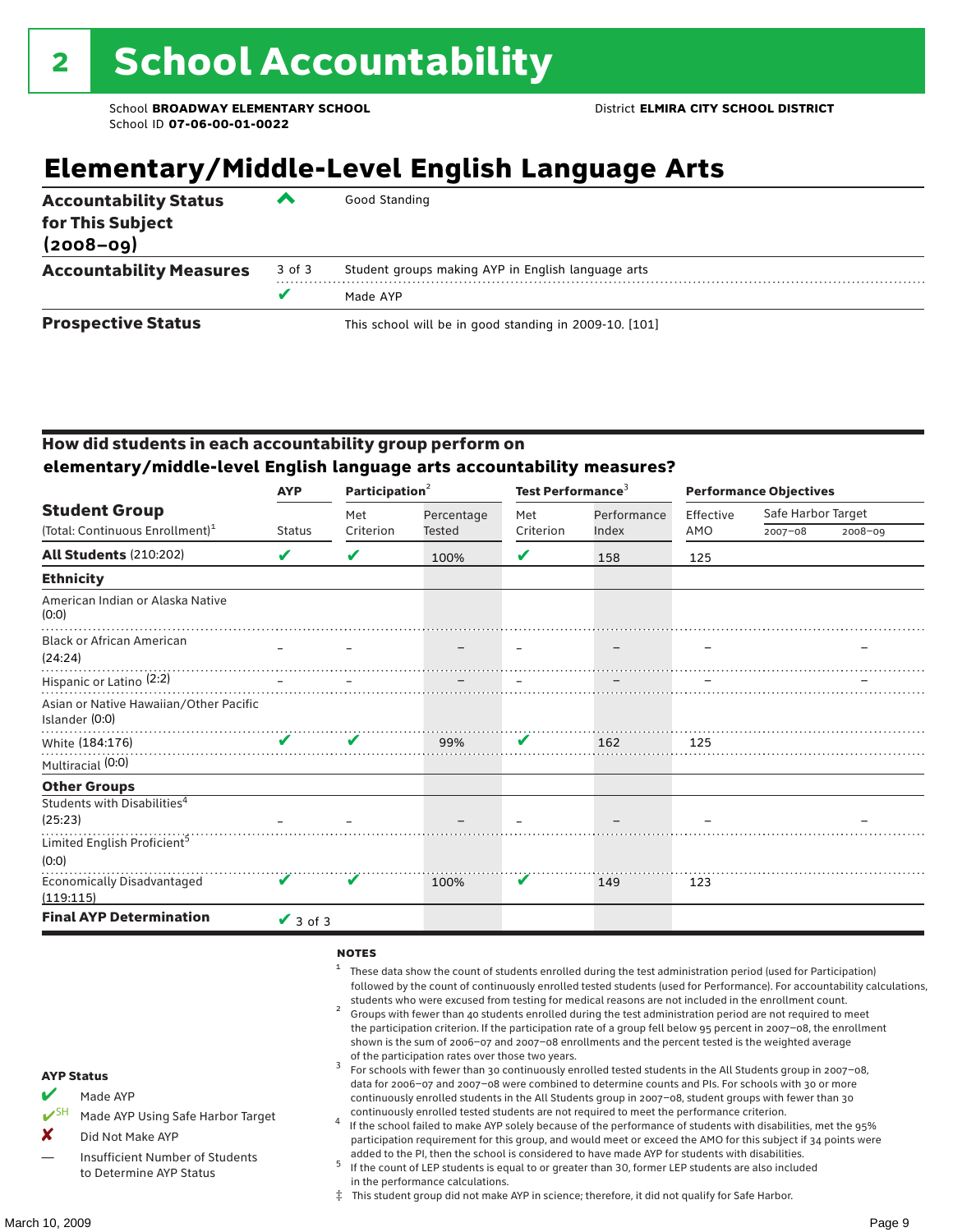# 2 School Accountability

School **BROADWAY ELEMENTARY SCHOOL**
School ID **07-06-00-01-0022**

District **ELMIRA CITY SCHOOL DISTRICT**

## Elementary/Middle-Level English Language Arts

| | | |
|---|---|---|
| **Accountability Status for This Subject (2008–09)** | ^ | Good Standing |
| **Accountability Measures** | 3 of 3 | Student groups making AYP in English language arts |
| | ✔ | Made AYP |
| **Prospective Status** | | This school will be in good standing in 2009-10. [101] |

### How did students in each accountability group perform on elementary/middle-level English language arts accountability measures?

| Student Group (Total: Continuous Enrollment)[1] | AYP Status | Participation[2] Met Criterion | Participation[2] Percentage Tested | Test Performance[3] Met Criterion | Test Performance[3] Performance Index | Performance Objectives Effective AMO | Safe Harbor Target 2007–08 | Safe Harbor Target 2008–09 |
|---|---|---|---|---|---|---|---|---|
| **All Students** (210:202) | ✔ | ✔ | 100% | ✔ | 158 | 125 | | |
| **Ethnicity** | | | | | | | | |
| American Indian or Alaska Native (0:0) | | | | | | | | |
| Black or African American (24:24) | – | – | – | – | – | – | | – |
| Hispanic or Latino (2:2) | – | – | – | – | – | – | | – |
| Asian or Native Hawaiian/Other Pacific Islander (0:0) | | | | | | | | |
| White (184:176) | ✔ | ✔ | 99% | ✔ | 162 | 125 | | |
| Multiracial (0:0) | | | | | | | | |
| **Other Groups** | | | | | | | | |
| Students with Disabilities[4] (25:23) | – | – | – | – | – | – | | – |
| Limited English Proficient[5] (0:0) | | | | | | | | |
| Economically Disadvantaged (119:115) | ✔ | ✔ | 100% | ✔ | 149 | 123 | | |
| **Final AYP Determination** | ✔ 3 of 3 | | | | | | | |

**NOTES**

1. These data show the count of students enrolled during the test administration period (used for Participation) followed by the count of continuously enrolled tested students (used for Performance). For accountability calculations, students who were excused from testing for medical reasons are not included in the enrollment count.
2. Groups with fewer than 40 students enrolled during the test administration period are not required to meet the participation criterion. If the participation rate of a group fell below 95 percent in 2007–08, the enrollment shown is the sum of 2006–07 and 2007–08 enrollments and the percent tested is the weighted average of the participation rates over those two years.
3. For schools with fewer than 30 continuously enrolled tested students in the All Students group in 2007–08, data for 2006–07 and 2007–08 were combined to determine counts and PIs. For schools with 30 or more continuously enrolled students in the All Students group in 2007–08, student groups with fewer than 30 continuously enrolled tested students are not required to meet the performance criterion.
4. If the school failed to make AYP solely because of the performance of students with disabilities, met the 95% participation requirement for this group, and would meet or exceed the AMO for this subject if 34 points were added to the PI, then the school is considered to have made AYP for students with disabilities.
5. If the count of LEP students is equal to or greater than 30, former LEP students are also included in the performance calculations.

‡ This student group did not make AYP in science; therefore, it did not qualify for Safe Harbor.

**AYP Status**

- ✔ Made AYP
- ✔SH Made AYP Using Safe Harbor Target
- ✘ Did Not Make AYP
- — Insufficient Number of Students to Determine AYP Status

March 10, 2009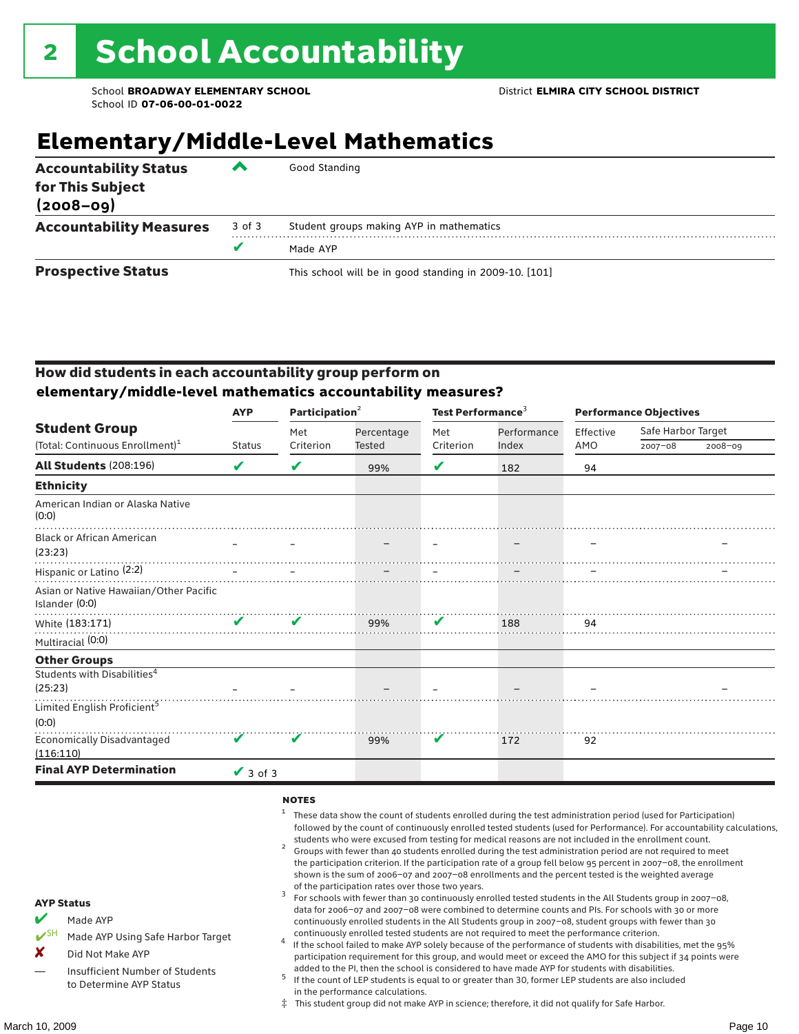# 2 School Accountability

School **BROADWAY ELEMENTARY SCHOOL** District **ELMIRA CITY SCHOOL DISTRICT**
School ID **07-06-00-01-0022**

## Elementary/Middle-Level Mathematics

| | | |
|---|---|---|
| **Accountability Status for This Subject (2008–09)** | ^ | Good Standing |
| **Accountability Measures** | 3 of 3 | Student groups making AYP in mathematics |
| | ✔ | Made AYP |
| **Prospective Status** | | This school will be in good standing in 2009-10. [101] |

### How did students in each accountability group perform on elementary/middle-level mathematics accountability measures?

| Student Group (Total: Continuous Enrollment)[1] | AYP Status | Participation[2] Met Criterion | Participation[2] Percentage Tested | Test Performance[3] Met Criterion | Test Performance[3] Performance Index | Performance Objectives Effective AMO | Safe Harbor Target 2007–08 | Safe Harbor Target 2008–09 |
|---|---|---|---|---|---|---|---|---|
| **All Students** (208:196) | ✔ | ✔ | 99% | ✔ | 182 | 94 | | |
| **Ethnicity** | | | | | | | | |
| American Indian or Alaska Native (0:0) | | | | | | | | |
| Black or African American (23:23) | – | – | – | – | – | – | | – |
| Hispanic or Latino (2:2) | – | – | – | – | – | – | | – |
| Asian or Native Hawaiian/Other Pacific Islander (0:0) | | | | | | | | |
| White (183:171) | ✔ | ✔ | 99% | ✔ | 188 | 94 | | |
| Multiracial (0:0) | | | | | | | | |
| **Other Groups** | | | | | | | | |
| Students with Disabilities[4] (25:23) | – | – | – | – | – | – | | – |
| Limited English Proficient[5] (0:0) | | | | | | | | |
| Economically Disadvantaged (116:110) | ✔ | ✔ | 99% | ✔ | 172 | 92 | | |
| **Final AYP Determination** | ✔ 3 of 3 | | | | | | | |

**AYP Status**

- ✔ Made AYP
- ✔SH Made AYP Using Safe Harbor Target
- ✘ Did Not Make AYP
- — Insufficient Number of Students to Determine AYP Status

**NOTES**

1. These data show the count of students enrolled during the test administration period (used for Participation) followed by the count of continuously enrolled tested students (used for Performance). For accountability calculations, students who were excused from testing for medical reasons are not included in the enrollment count.
2. Groups with fewer than 40 students enrolled during the test administration period are not required to meet the participation criterion. If the participation rate of a group fell below 95 percent in 2007–08, the enrollment shown is the sum of 2006–07 and 2007–08 enrollments and the percent tested is the weighted average of the participation rates over those two years.
3. For schools with fewer than 30 continuously enrolled tested students in the All Students group in 2007–08, data for 2006–07 and 2007–08 were combined to determine counts and PIs. For schools with 30 or more continuously enrolled students in the All Students group in 2007–08, student groups with fewer than 30 continuously enrolled tested students are not required to meet the performance criterion.
4. If the school failed to make AYP solely because of the performance of students with disabilities, met the 95% participation requirement for this group, and would meet or exceed the AMO for this subject if 34 points were added to the PI, then the school is considered to have made AYP for students with disabilities.
5. If the count of LEP students is equal to or greater than 30, former LEP students are also included in the performance calculations.

‡ This student group did not make AYP in science; therefore, it did not qualify for Safe Harbor.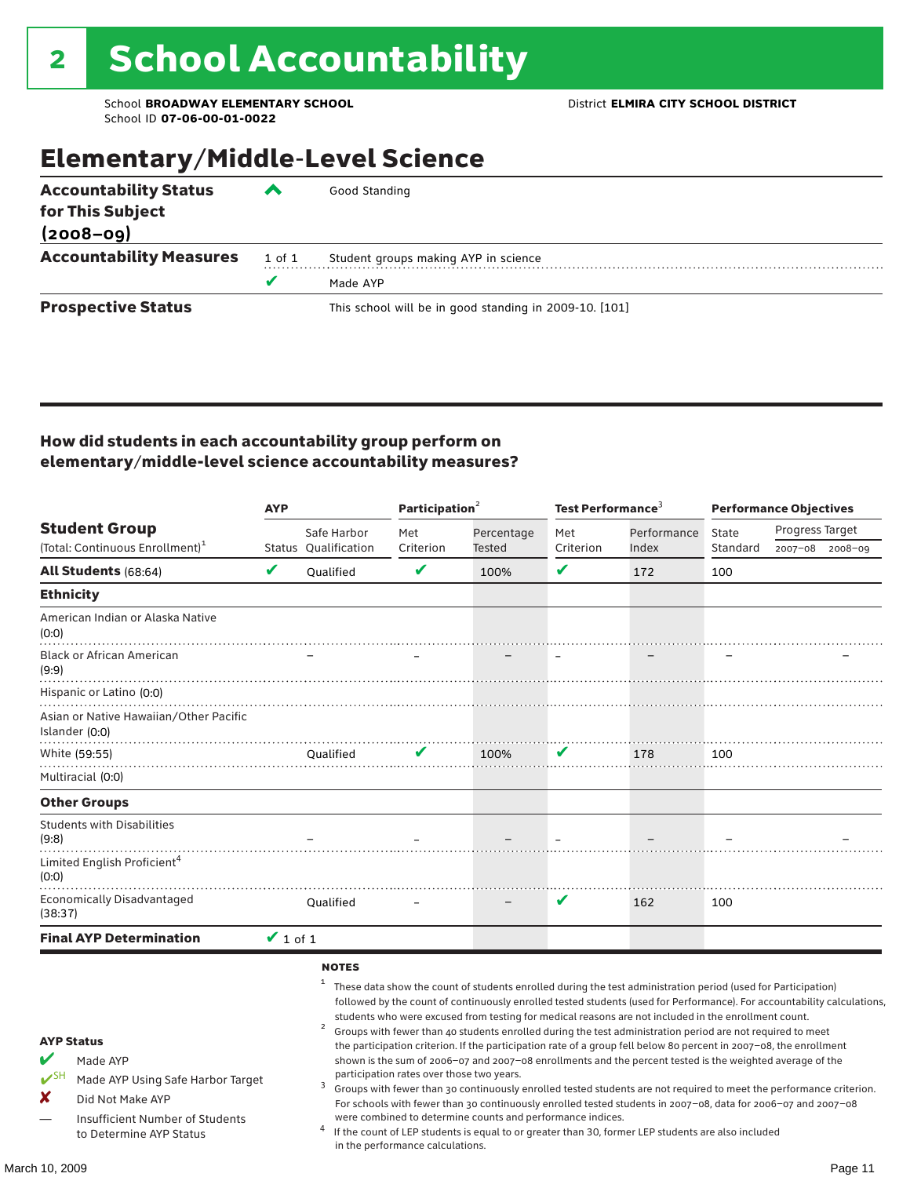# 2 School Accountability

School **BROADWAY ELEMENTARY SCHOOL** District **ELMIRA CITY SCHOOL DISTRICT**
School ID **07-06-00-01-0022**

## Elementary/Middle-Level Science

| | | |
|---|---|---|
| **Accountability Status for This Subject (2008–09)** | ^ | Good Standing |
| **Accountability Measures** | 1 of 1 | Student groups making AYP in science |
| | ✔ | Made AYP |
| **Prospective Status** | | This school will be in good standing in 2009-10. [101] |

### How did students in each accountability group perform on elementary/middle-level science accountability measures?

| Student Group (Total: Continuous Enrollment)[1] | AYP Status | AYP Safe Harbor Qualification | Participation[2] Met Criterion | Participation[2] Percentage Tested | Test Performance[3] Met Criterion | Test Performance[3] Performance Index | Performance Objectives State Standard | Progress Target 2007–08 | Progress Target 2008–09 |
|---|---|---|---|---|---|---|---|---|---|
| **All Students** (68:64) | ✔ | Qualified | ✔ | 100% | ✔ | 172 | 100 | | |
| **Ethnicity** | | | | | | | | | |
| American Indian or Alaska Native (0:0) | | | | | | | | | |
| Black or African American (9:9) | | – | – | – | – | – | – | | – |
| Hispanic or Latino (0:0) | | | | | | | | | |
| Asian or Native Hawaiian/Other Pacific Islander (0:0) | | | | | | | | | |
| White (59:55) | | Qualified | ✔ | 100% | ✔ | 178 | 100 | | |
| Multiracial (0:0) | | | | | | | | | |
| **Other Groups** | | | | | | | | | |
| Students with Disabilities (9:8) | | – | – | – | – | – | – | | – |
| Limited English Proficient[4] (0:0) | | | | | | | | | |
| Economically Disadvantaged (38:37) | | Qualified | – | – | ✔ | 162 | 100 | | |
| **Final AYP Determination** | ✔ 1 of 1 | | | | | | | | |

**AYP Status**

- ✔ Made AYP
- ✔SH Made AYP Using Safe Harbor Target
- ✘ Did Not Make AYP
- — Insufficient Number of Students to Determine AYP Status

**NOTES**

1. These data show the count of students enrolled during the test administration period (used for Participation) followed by the count of continuously enrolled tested students (used for Performance). For accountability calculations, students who were excused from testing for medical reasons are not included in the enrollment count.
2. Groups with fewer than 40 students enrolled during the test administration period are not required to meet the participation criterion. If the participation rate of a group fell below 80 percent in 2007–08, the enrollment shown is the sum of 2006–07 and 2007–08 enrollments and the percent tested is the weighted average of the participation rates over those two years.
3. Groups with fewer than 30 continuously enrolled tested students are not required to meet the performance criterion. For schools with fewer than 30 continuously enrolled tested students in 2007–08, data for 2006–07 and 2007–08 were combined to determine counts and performance indices.
4. If the count of LEP students is equal to or greater than 30, former LEP students are also included in the performance calculations.

March 10, 2009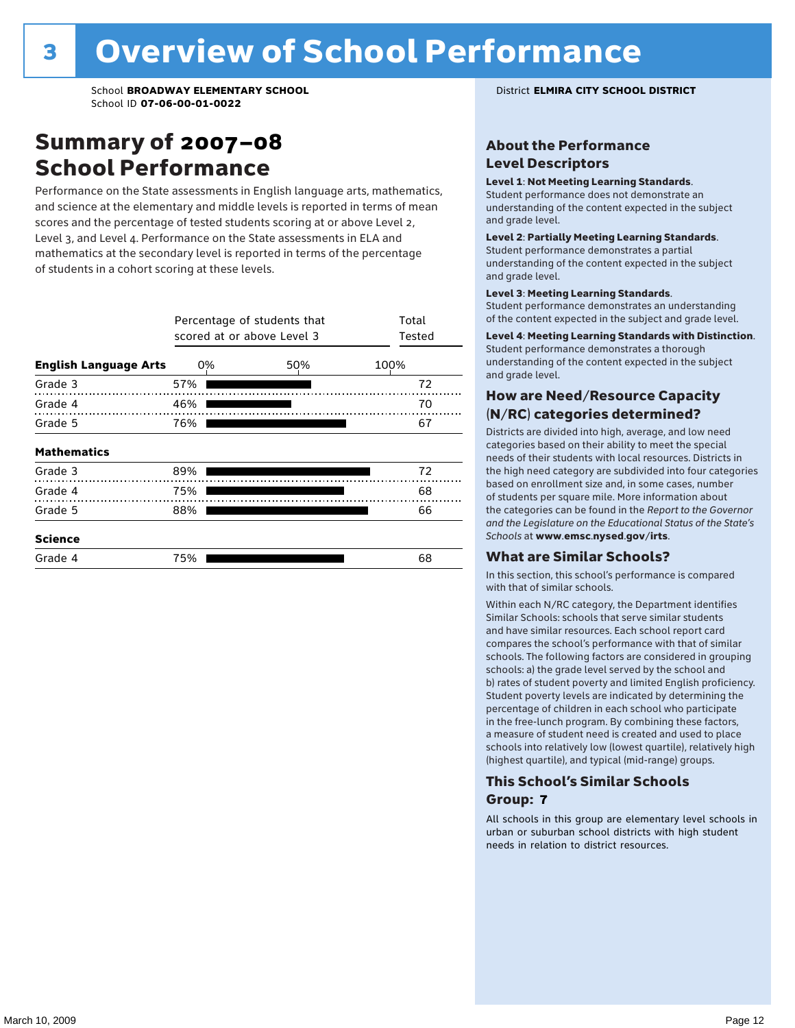# 3 Overview of School Performance

School **BROADWAY ELEMENTARY SCHOOL**
School ID **07-06-00-01-0022**

District **ELMIRA CITY SCHOOL DISTRICT**

## Summary of 2007–08 School Performance

Performance on the State assessments in English language arts, mathematics, and science at the elementary and middle levels is reported in terms of mean scores and the percentage of tested students scoring at or above Level 2, Level 3, and Level 4. Performance on the State assessments in ELA and mathematics at the secondary level is reported in terms of the percentage of students in a cohort scoring at these levels.

| | Percentage of students that scored at or above Level 3 | Total Tested |
|---|---|---|
| **English Language Arts** | | |
| Grade 3 | 57% | 72 |
| Grade 4 | 46% | 70 |
| Grade 5 | 76% | 67 |
| **Mathematics** | | |
| Grade 3 | 89% | 72 |
| Grade 4 | 75% | 68 |
| Grade 5 | 88% | 66 |
| **Science** | | |
| Grade 4 | 75% | 68 |

### About the Performance Level Descriptors

**Level 1**: **Not Meeting Learning Standards**. Student performance does not demonstrate an understanding of the content expected in the subject and grade level.

**Level 2**: **Partially Meeting Learning Standards**. Student performance demonstrates a partial understanding of the content expected in the subject and grade level.

**Level 3**: **Meeting Learning Standards**. Student performance demonstrates an understanding of the content expected in the subject and grade level.

**Level 4**: **Meeting Learning Standards with Distinction**. Student performance demonstrates a thorough understanding of the content expected in the subject and grade level.

### How are Need/Resource Capacity (N/RC) categories determined?

Districts are divided into high, average, and low need categories based on their ability to meet the special needs of their students with local resources. Districts in the high need category are subdivided into four categories based on enrollment size and, in some cases, number of students per square mile. More information about the categories can be found in the *Report to the Governor and the Legislature on the Educational Status of the State's Schools* at **www.emsc.nysed.gov/irts**.

### What are Similar Schools?

In this section, this school's performance is compared with that of similar schools.

Within each N/RC category, the Department identifies Similar Schools: schools that serve similar students and have similar resources. Each school report card compares the school's performance with that of similar schools. The following factors are considered in grouping schools: a) the grade level served by the school and b) rates of student poverty and limited English proficiency. Student poverty levels are indicated by determining the percentage of children in each school who participate in the free-lunch program. By combining these factors, a measure of student need is created and used to place schools into relatively low (lowest quartile), relatively high (highest quartile), and typical (mid-range) groups.

### This School's Similar Schools Group: 7

All schools in this group are elementary level schools in urban or suburban school districts with high student needs in relation to district resources.

March 10, 2009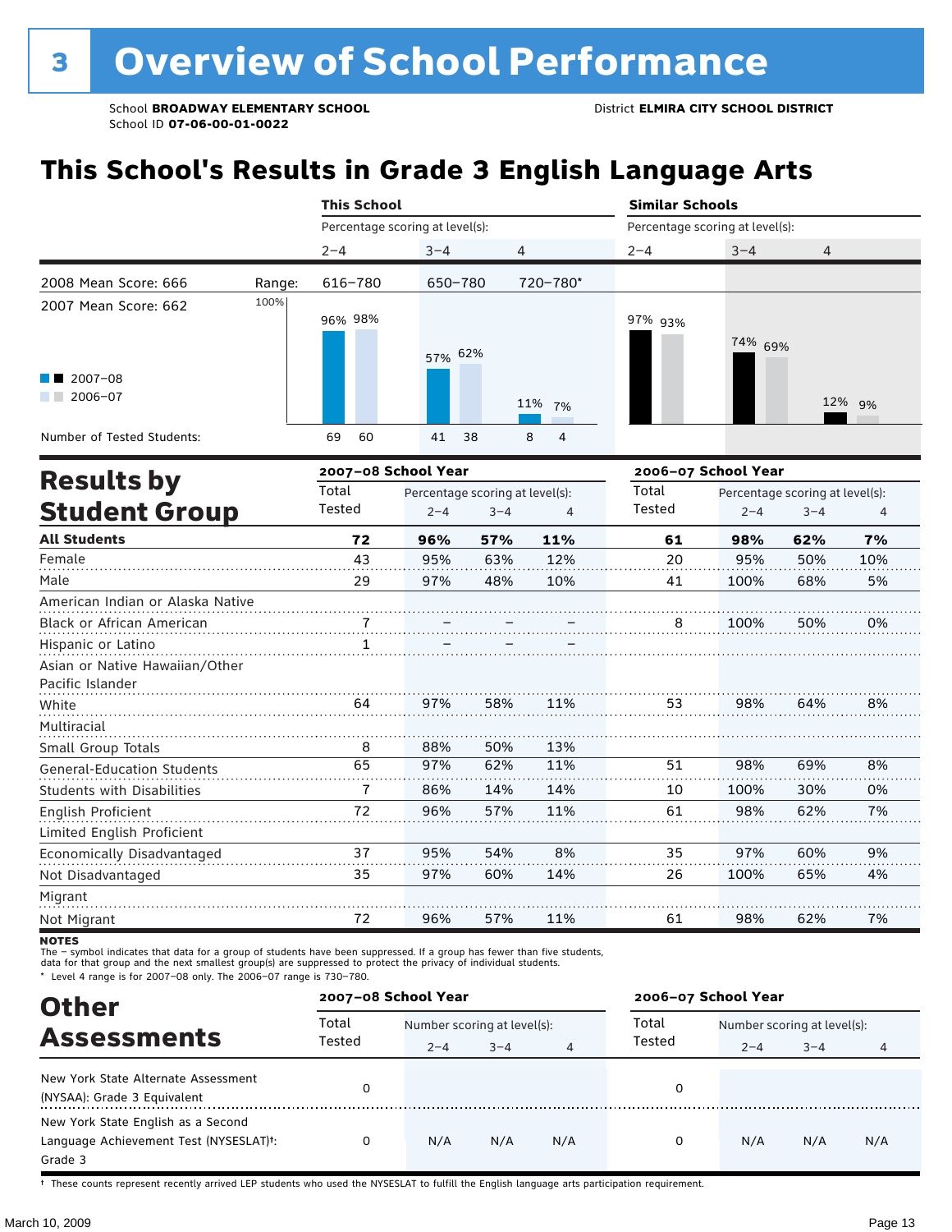# 3 Overview of School Performance

School **BROADWAY ELEMENTARY SCHOOL**
School ID **07-06-00-01-0022**

District **ELMIRA CITY SCHOOL DISTRICT**

## This School's Results in Grade 3 English Language Arts

| | | This School | | | Similar Schools | | |
|---|---|---|---|---|---|---|---|
| | | Percentage scoring at level(s): | | | Percentage scoring at level(s): | | |
| | | 2–4 | 3–4 | 4 | 2–4 | 3–4 | 4 |
| 2008 Mean Score: 666 | Range: | 616–780 | 650–780 | 720–780* | | | |
| 2007 Mean Score: 662 | | | | | | | |
| 2007–08 | | 96% | 57% | 11% | 97% | 74% | 12% |
| 2006–07 | | 98% | 62% | 7% | 93% | 69% | 9% |
| Number of Tested Students: 2007–08 | | 69 | 41 | 8 | | | |
| Number of Tested Students: 2006–07 | | 60 | 38 | 4 | | | |

## Results by Student Group

| | 2007–08 School Year | | | | 2006–07 School Year | | | |
|---|---|---|---|---|---|---|---|---|
| | Total Tested | Percentage scoring at level(s): 2–4 | 3–4 | 4 | Total Tested | Percentage scoring at level(s): 2–4 | 3–4 | 4 |
| **All Students** | **72** | **96%** | **57%** | **11%** | **61** | **98%** | **62%** | **7%** |
| Female | 43 | 95% | 63% | 12% | 20 | 95% | 50% | 10% |
| Male | 29 | 97% | 48% | 10% | 41 | 100% | 68% | 5% |
| American Indian or Alaska Native | | | | | | | | |
| Black or African American | 7 | – | – | – | 8 | 100% | 50% | 0% |
| Hispanic or Latino | 1 | – | – | – | | | | |
| Asian or Native Hawaiian/Other Pacific Islander | | | | | | | | |
| White | 64 | 97% | 58% | 11% | 53 | 98% | 64% | 8% |
| Multiracial | | | | | | | | |
| Small Group Totals | 8 | 88% | 50% | 13% | | | | |
| General-Education Students | 65 | 97% | 62% | 11% | 51 | 98% | 69% | 8% |
| Students with Disabilities | 7 | 86% | 14% | 14% | 10 | 100% | 30% | 0% |
| English Proficient | 72 | 96% | 57% | 11% | 61 | 98% | 62% | 7% |
| Limited English Proficient | | | | | | | | |
| Economically Disadvantaged | 37 | 95% | 54% | 8% | 35 | 97% | 60% | 9% |
| Not Disadvantaged | 35 | 97% | 60% | 14% | 26 | 100% | 65% | 4% |
| Migrant | | | | | | | | |
| Not Migrant | 72 | 96% | 57% | 11% | 61 | 98% | 62% | 7% |

**NOTES**

The – symbol indicates that data for a group of students have been suppressed. If a group has fewer than five students, data for that group and the next smallest group(s) are suppressed to protect the privacy of individual students.

\* Level 4 range is for 2007–08 only. The 2006–07 range is 730–780.

## Other Assessments

| | 2007–08 School Year | | | | 2006–07 School Year | | | |
|---|---|---|---|---|---|---|---|---|
| | Total Tested | Number scoring at level(s): 2–4 | 3–4 | 4 | Total Tested | Number scoring at level(s): 2–4 | 3–4 | 4 |
| New York State Alternate Assessment (NYSAA): Grade 3 Equivalent | 0 | | | | 0 | | | |
| New York State English as a Second Language Achievement Test (NYSESLAT)†: Grade 3 | 0 | N/A | N/A | N/A | 0 | N/A | N/A | N/A |

† These counts represent recently arrived LEP students who used the NYSESLAT to fulfill the English language arts participation requirement.

March 10, 2009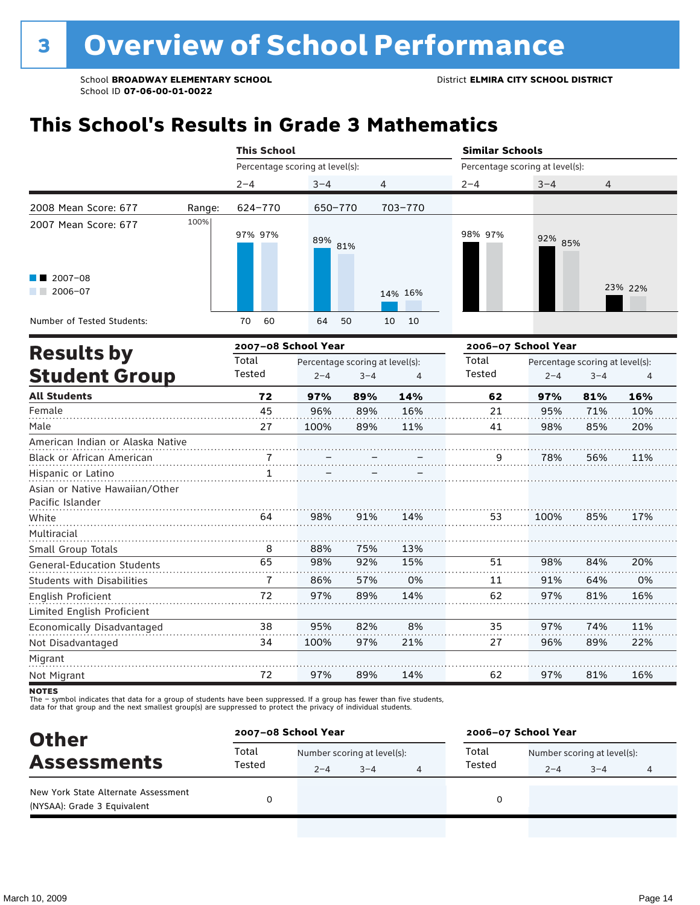# 3 Overview of School Performance

School **BROADWAY ELEMENTARY SCHOOL**
School ID **07-06-00-01-0022**

District **ELMIRA CITY SCHOOL DISTRICT**

## This School's Results in Grade 3 Mathematics

| | | This School | | | Similar Schools | | |
|---|---|---|---|---|---|---|---|
| | | Percentage scoring at level(s): | | | Percentage scoring at level(s): | | |
| | | 2–4 | 3–4 | 4 | 2–4 | 3–4 | 4 |
| 2008 Mean Score: 677 | Range: | 624–770 | 650–770 | 703–770 | | | |
| 2007 Mean Score: 677 | | | | | | | |
| 2007–08 | | 97% | 89% | 14% | 98% | 92% | 23% |
| 2006–07 | | 97% | 81% | 16% | 97% | 85% | 22% |
| Number of Tested Students: 2007–08 | | 70 | 64 | 10 | | | |
| Number of Tested Students: 2006–07 | | 60 | 50 | 10 | | | |

## Results by Student Group

| | 2007–08 School Year | | | | 2006–07 School Year | | | |
|---|---|---|---|---|---|---|---|---|
| | Total Tested | Percentage scoring at level(s): 2–4 | 3–4 | 4 | Total Tested | Percentage scoring at level(s): 2–4 | 3–4 | 4 |
| **All Students** | **72** | **97%** | **89%** | **14%** | **62** | **97%** | **81%** | **16%** |
| Female | 45 | 96% | 89% | 16% | 21 | 95% | 71% | 10% |
| Male | 27 | 100% | 89% | 11% | 41 | 98% | 85% | 20% |
| American Indian or Alaska Native | | | | | | | | |
| Black or African American | 7 | – | – | – | 9 | 78% | 56% | 11% |
| Hispanic or Latino | 1 | – | – | – | | | | |
| Asian or Native Hawaiian/Other Pacific Islander | | | | | | | | |
| White | 64 | 98% | 91% | 14% | 53 | 100% | 85% | 17% |
| Multiracial | | | | | | | | |
| Small Group Totals | 8 | 88% | 75% | 13% | | | | |
| General-Education Students | 65 | 98% | 92% | 15% | 51 | 98% | 84% | 20% |
| Students with Disabilities | 7 | 86% | 57% | 0% | 11 | 91% | 64% | 0% |
| English Proficient | 72 | 97% | 89% | 14% | 62 | 97% | 81% | 16% |
| Limited English Proficient | | | | | | | | |
| Economically Disadvantaged | 38 | 95% | 82% | 8% | 35 | 97% | 74% | 11% |
| Not Disadvantaged | 34 | 100% | 97% | 21% | 27 | 96% | 89% | 22% |
| Migrant | | | | | | | | |
| Not Migrant | 72 | 97% | 89% | 14% | 62 | 97% | 81% | 16% |

**NOTES**
The – symbol indicates that data for a group of students have been suppressed. If a group has fewer than five students, data for that group and the next smallest group(s) are suppressed to protect the privacy of individual students.

## Other Assessments

| | 2007–08 School Year | | | | 2006–07 School Year | | | |
|---|---|---|---|---|---|---|---|---|
| | Total Tested | Number scoring at level(s): 2–4 | 3–4 | 4 | Total Tested | Number scoring at level(s): 2–4 | 3–4 | 4 |
| New York State Alternate Assessment (NYSAA): Grade 3 Equivalent | 0 | | | | 0 | | | |

March 10, 2009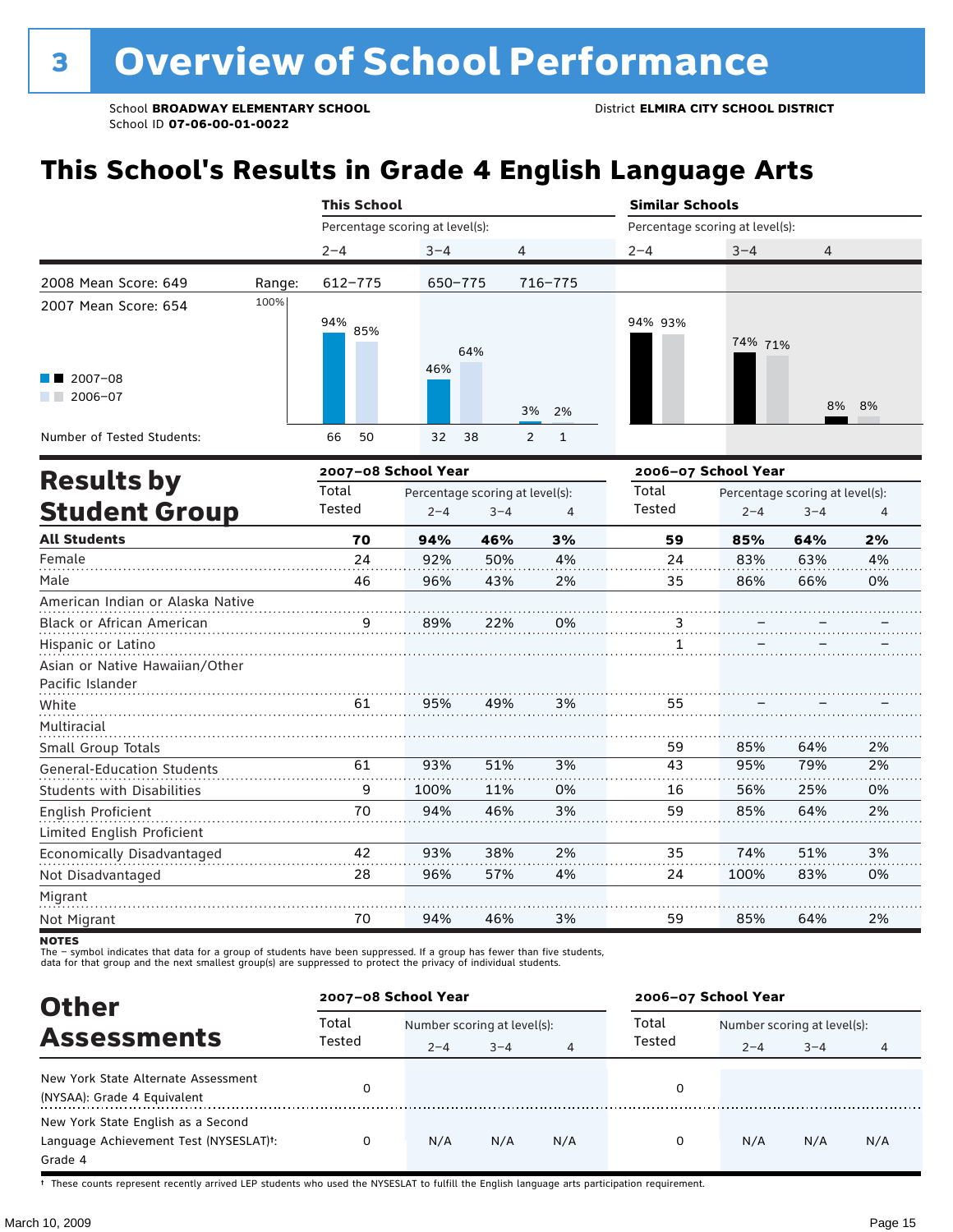# 3 Overview of School Performance

School **BROADWAY ELEMENTARY SCHOOL** District **ELMIRA CITY SCHOOL DISTRICT**
School ID **07-06-00-01-0022**

## This School's Results in Grade 4 English Language Arts

| | | This School | | | Similar Schools | | |
|---|---|---|---|---|---|---|---|
| | | Percentage scoring at level(s): | | | Percentage scoring at level(s): | | |
| | | 2–4 | 3–4 | 4 | 2–4 | 3–4 | 4 |
| 2008 Mean Score: 649 | Range: | 612–775 | 650–775 | 716–775 | | | |
| 2007 Mean Score: 654 | 2007–08 | 94% | 46% | 3% | 94% | 74% | 8% |
| | 2006–07 | 85% | 64% | 2% | 93% | 71% | 8% |
| Number of Tested Students: | 2007–08 | 66 | 32 | 2 | | | |
| | 2006–07 | 50 | 38 | 1 | | | |

## Results by Student Group

| | 2007–08 School Year | | | | 2006–07 School Year | | | |
|---|---|---|---|---|---|---|---|---|
| | Total Tested | Percentage scoring at level(s): 2–4 | 3–4 | 4 | Total Tested | Percentage scoring at level(s): 2–4 | 3–4 | 4 |
| **All Students** | **70** | **94%** | **46%** | **3%** | **59** | **85%** | **64%** | **2%** |
| Female | 24 | 92% | 50% | 4% | 24 | 83% | 63% | 4% |
| Male | 46 | 96% | 43% | 2% | 35 | 86% | 66% | 0% |
| American Indian or Alaska Native | | | | | | | | |
| Black or African American | 9 | 89% | 22% | 0% | 3 | – | – | – |
| Hispanic or Latino | | | | | 1 | – | – | – |
| Asian or Native Hawaiian/Other Pacific Islander | | | | | | | | |
| White | 61 | 95% | 49% | 3% | 55 | – | – | – |
| Multiracial | | | | | | | | |
| Small Group Totals | | | | | 59 | 85% | 64% | 2% |
| General-Education Students | 61 | 93% | 51% | 3% | 43 | 95% | 79% | 2% |
| Students with Disabilities | 9 | 100% | 11% | 0% | 16 | 56% | 25% | 0% |
| English Proficient | 70 | 94% | 46% | 3% | 59 | 85% | 64% | 2% |
| Limited English Proficient | | | | | | | | |
| Economically Disadvantaged | 42 | 93% | 38% | 2% | 35 | 74% | 51% | 3% |
| Not Disadvantaged | 28 | 96% | 57% | 4% | 24 | 100% | 83% | 0% |
| Migrant | | | | | | | | |
| Not Migrant | 70 | 94% | 46% | 3% | 59 | 85% | 64% | 2% |

**NOTES**
The – symbol indicates that data for a group of students have been suppressed. If a group has fewer than five students, data for that group and the next smallest group(s) are suppressed to protect the privacy of individual students.

## Other Assessments

| | 2007–08 School Year | | | | 2006–07 School Year | | | |
|---|---|---|---|---|---|---|---|---|
| | Total Tested | Number scoring at level(s): 2–4 | 3–4 | 4 | Total Tested | Number scoring at level(s): 2–4 | 3–4 | 4 |
| New York State Alternate Assessment (NYSAA): Grade 4 Equivalent | 0 | | | | 0 | | | |
| New York State English as a Second Language Achievement Test (NYSESLAT)†: Grade 4 | 0 | N/A | N/A | N/A | 0 | N/A | N/A | N/A |

† These counts represent recently arrived LEP students who used the NYSESLAT to fulfill the English language arts participation requirement.

March 10, 2009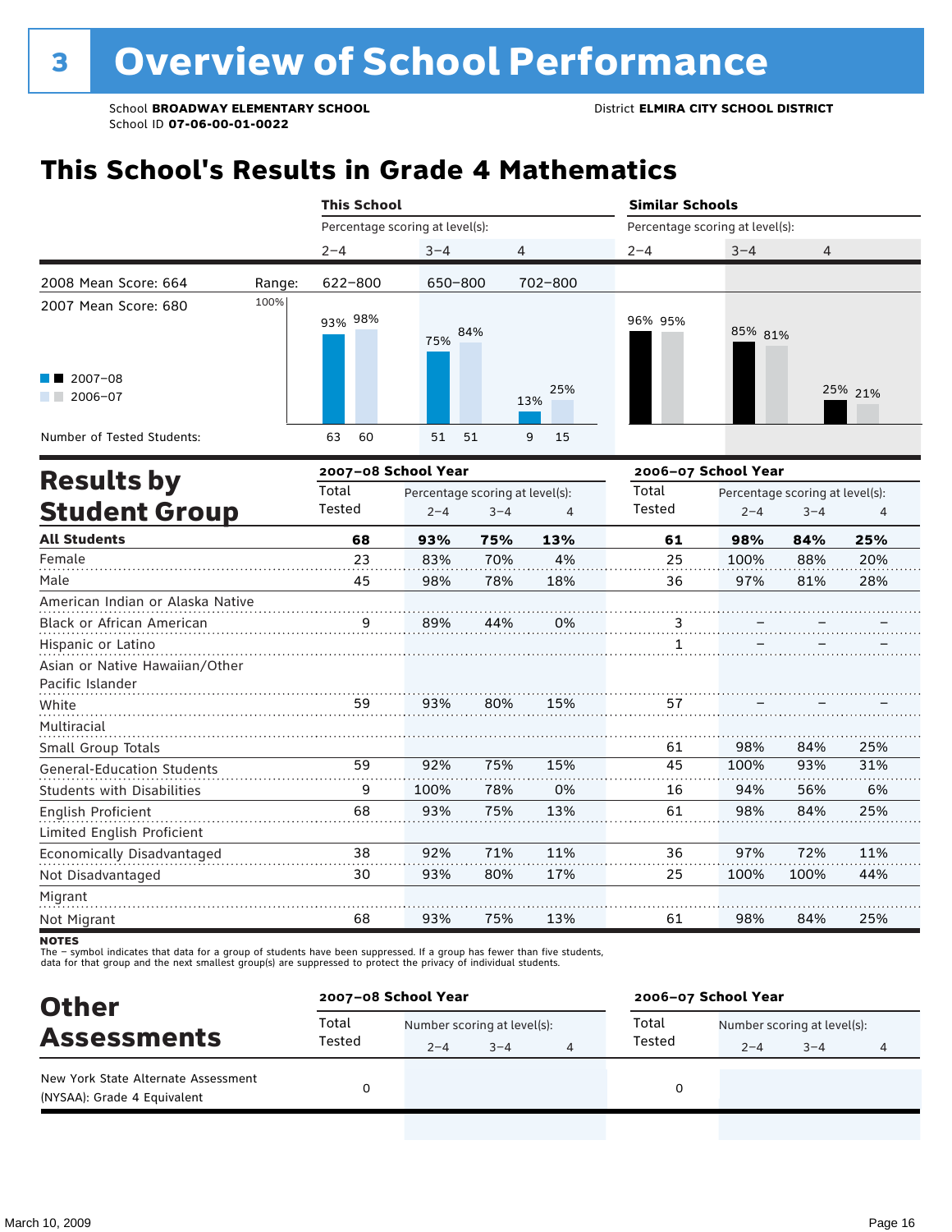# 3 Overview of School Performance

School **BROADWAY ELEMENTARY SCHOOL**
School ID **07-06-00-01-0022**

District **ELMIRA CITY SCHOOL DISTRICT**

## This School's Results in Grade 4 Mathematics

| | | This School | | | Similar Schools | | |
|---|---|---|---|---|---|---|---|
| | | Percentage scoring at level(s): | | | Percentage scoring at level(s): | | |
| | | 2–4 | 3–4 | 4 | 2–4 | 3–4 | 4 |
| 2008 Mean Score: 664 | Range: | 622–800 | 650–800 | 702–800 | | | |
| 2007 Mean Score: 680 | | | | | | | |
| 2007–08 | | 93% | 75% | 13% | 96% | 85% | 25% |
| 2006–07 | | 98% | 84% | 25% | 95% | 81% | 21% |
| Number of Tested Students: 2007–08 | | 63 | 51 | 9 | | | |
| Number of Tested Students: 2006–07 | | 60 | 51 | 15 | | | |

## Results by Student Group

| | 2007–08 School Year | | | | 2006–07 School Year | | | |
|---|---|---|---|---|---|---|---|---|
| | Total Tested | Percentage scoring at level(s): 2–4 | 3–4 | 4 | Total Tested | Percentage scoring at level(s): 2–4 | 3–4 | 4 |
| **All Students** | **68** | **93%** | **75%** | **13%** | **61** | **98%** | **84%** | **25%** |
| Female | 23 | 83% | 70% | 4% | 25 | 100% | 88% | 20% |
| Male | 45 | 98% | 78% | 18% | 36 | 97% | 81% | 28% |
| American Indian or Alaska Native | | | | | | | | |
| Black or African American | 9 | 89% | 44% | 0% | 3 | – | – | – |
| Hispanic or Latino | | | | | 1 | – | – | – |
| Asian or Native Hawaiian/Other Pacific Islander | | | | | | | | |
| White | 59 | 93% | 80% | 15% | 57 | – | – | – |
| Multiracial | | | | | | | | |
| Small Group Totals | | | | | 61 | 98% | 84% | 25% |
| General-Education Students | 59 | 92% | 75% | 15% | 45 | 100% | 93% | 31% |
| Students with Disabilities | 9 | 100% | 78% | 0% | 16 | 94% | 56% | 6% |
| English Proficient | 68 | 93% | 75% | 13% | 61 | 98% | 84% | 25% |
| Limited English Proficient | | | | | | | | |
| Economically Disadvantaged | 38 | 92% | 71% | 11% | 36 | 97% | 72% | 11% |
| Not Disadvantaged | 30 | 93% | 80% | 17% | 25 | 100% | 100% | 44% |
| Migrant | | | | | | | | |
| Not Migrant | 68 | 93% | 75% | 13% | 61 | 98% | 84% | 25% |

**NOTES**
The – symbol indicates that data for a group of students have been suppressed. If a group has fewer than five students, data for that group and the next smallest group(s) are suppressed to protect the privacy of individual students.

## Other Assessments

| | 2007–08 School Year | | | | 2006–07 School Year | | | |
|---|---|---|---|---|---|---|---|---|
| | Total Tested | Number scoring at level(s): 2–4 | 3–4 | 4 | Total Tested | Number scoring at level(s): 2–4 | 3–4 | 4 |
| New York State Alternate Assessment (NYSAA): Grade 4 Equivalent | 0 | | | | 0 | | | |

March 10, 2009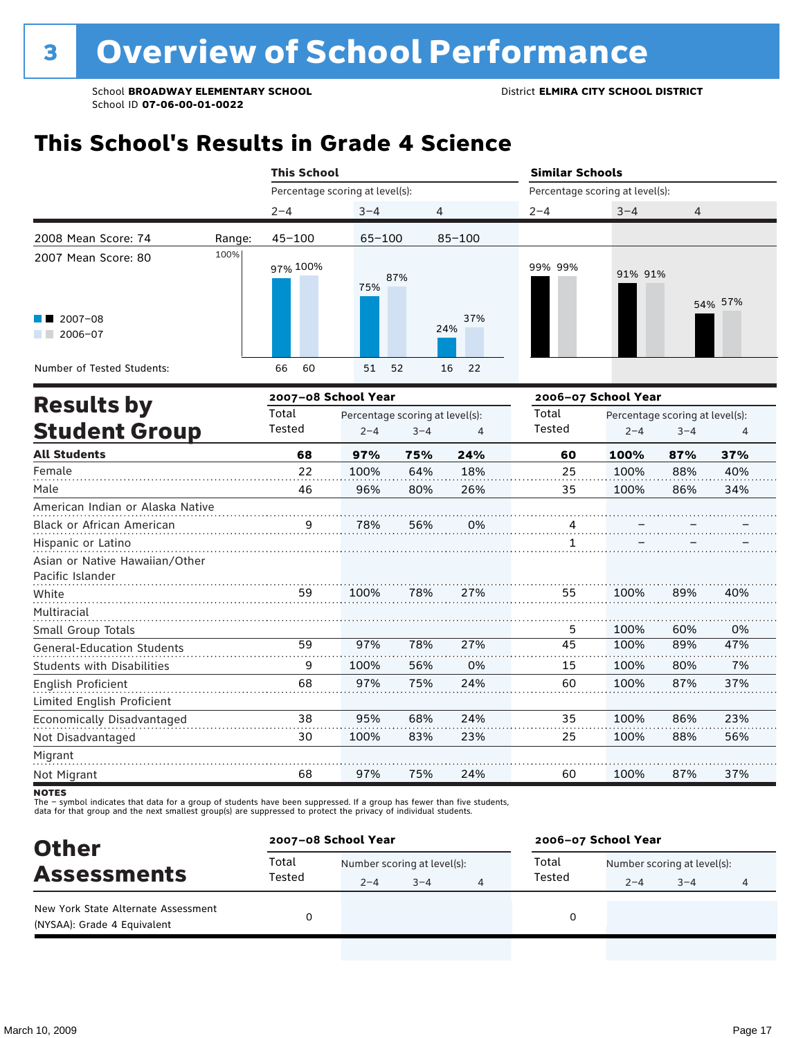# 3 Overview of School Performance

School **BROADWAY ELEMENTARY SCHOOL** District **ELMIRA CITY SCHOOL DISTRICT**
School ID **07-06-00-01-0022**

## This School's Results in Grade 4 Science

| | This School | | | Similar Schools | | |
|---|---|---|---|---|---|---|
| | Percentage scoring at level(s): | | | Percentage scoring at level(s): | | |
| | 2–4 | 3–4 | 4 | 2–4 | 3–4 | 4 |
| 2008 Mean Score: 74 — Range: | 45–100 | 65–100 | 85–100 | | | |
| 2007 Mean Score: 80 | | | | | | |
| 2007–08 | 97% | 75% | 24% | 99% | 91% | 54% |
| 2006–07 | 100% | 87% | 37% | 99% | 91% | 57% |
| Number of Tested Students: 2007–08 | 66 | 51 | 16 | | | |
| Number of Tested Students: 2006–07 | 60 | 52 | 22 | | | |

## Results by Student Group

| | 2007–08 School Year | | | | 2006–07 School Year | | | |
|---|---|---|---|---|---|---|---|---|
| | Total Tested | Percentage scoring at level(s): 2–4 | 3–4 | 4 | Total Tested | Percentage scoring at level(s): 2–4 | 3–4 | 4 |
| **All Students** | **68** | **97%** | **75%** | **24%** | **60** | **100%** | **87%** | **37%** |
| Female | 22 | 100% | 64% | 18% | 25 | 100% | 88% | 40% |
| Male | 46 | 96% | 80% | 26% | 35 | 100% | 86% | 34% |
| American Indian or Alaska Native | | | | | | | | |
| Black or African American | 9 | 78% | 56% | 0% | 4 | – | – | – |
| Hispanic or Latino | | | | | 1 | – | – | – |
| Asian or Native Hawaiian/Other Pacific Islander | | | | | | | | |
| White | 59 | 100% | 78% | 27% | 55 | 100% | 89% | 40% |
| Multiracial | | | | | | | | |
| Small Group Totals | | | | | 5 | 100% | 60% | 0% |
| General-Education Students | 59 | 97% | 78% | 27% | 45 | 100% | 89% | 47% |
| Students with Disabilities | 9 | 100% | 56% | 0% | 15 | 100% | 80% | 7% |
| English Proficient | 68 | 97% | 75% | 24% | 60 | 100% | 87% | 37% |
| Limited English Proficient | | | | | | | | |
| Economically Disadvantaged | 38 | 95% | 68% | 24% | 35 | 100% | 86% | 23% |
| Not Disadvantaged | 30 | 100% | 83% | 23% | 25 | 100% | 88% | 56% |
| Migrant | | | | | | | | |
| Not Migrant | 68 | 97% | 75% | 24% | 60 | 100% | 87% | 37% |

**NOTES**
The – symbol indicates that data for a group of students have been suppressed. If a group has fewer than five students, data for that group and the next smallest group(s) are suppressed to protect the privacy of individual students.

## Other Assessments

| | 2007–08 School Year | | | | 2006–07 School Year | | | |
|---|---|---|---|---|---|---|---|---|
| | Total Tested | Number scoring at level(s): 2–4 | 3–4 | 4 | Total Tested | Number scoring at level(s): 2–4 | 3–4 | 4 |
| New York State Alternate Assessment (NYSAA): Grade 4 Equivalent | 0 | | | | 0 | | | |

March 10, 2009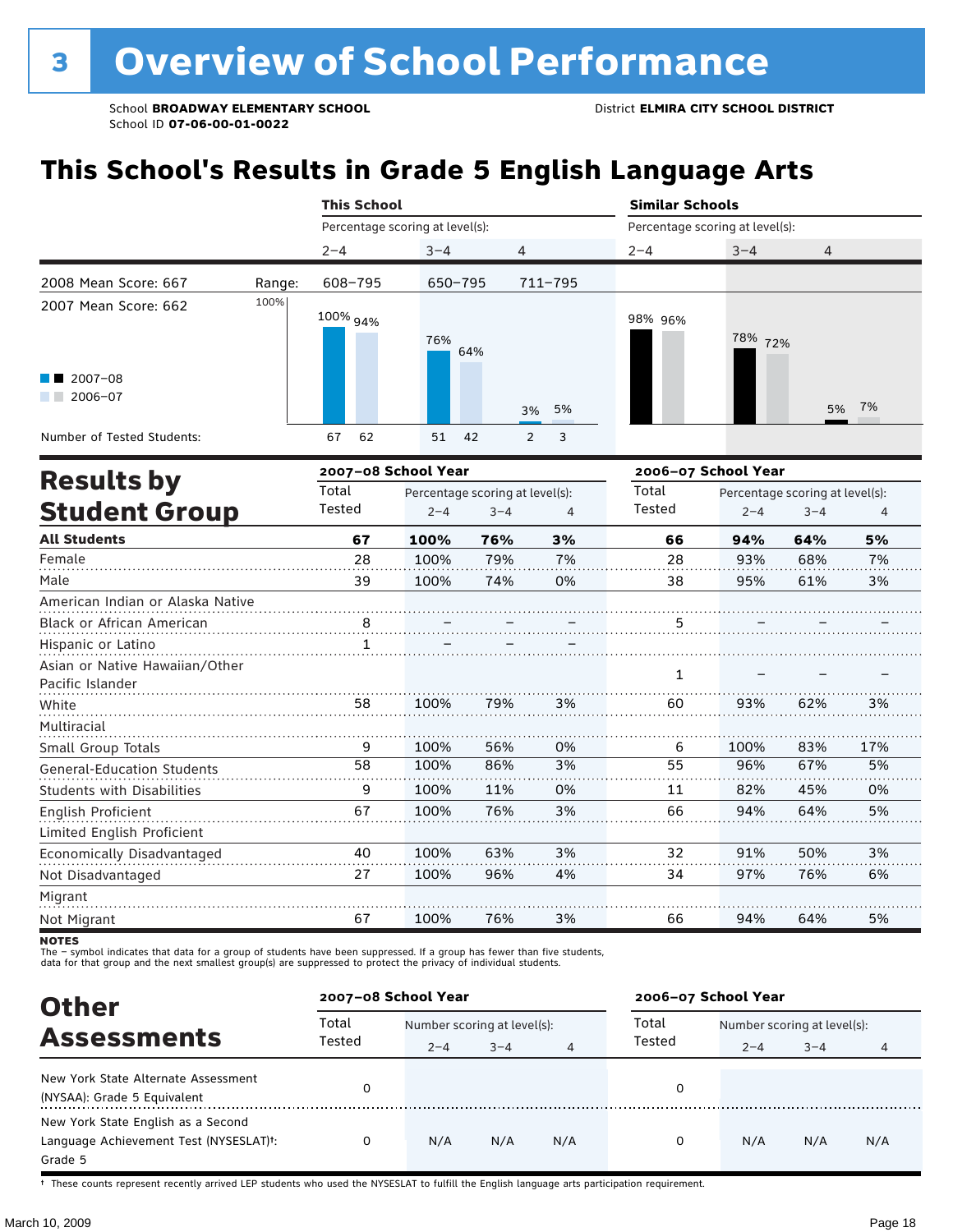# 3 Overview of School Performance

School **BROADWAY ELEMENTARY SCHOOL**
School ID **07-06-00-01-0022**

District **ELMIRA CITY SCHOOL DISTRICT**

## This School's Results in Grade 5 English Language Arts

| | | This School | | | Similar Schools | | |
|---|---|---|---|---|---|---|---|
| | | Percentage scoring at level(s): | | | Percentage scoring at level(s): | | |
| | | 2–4 | 3–4 | 4 | 2–4 | 3–4 | 4 |
| 2008 Mean Score: 667 | Range: | 608–795 | 650–795 | 711–795 | | | |
| 2007 Mean Score: 662 | | | | | | | |
| 2007–08 | | 100% | 76% | 3% | 98% | 78% | 5% |
| 2006–07 | | 94% | 64% | 5% | 96% | 72% | 7% |
| Number of Tested Students: 2007–08 | | 67 | 51 | 2 | | | |
| Number of Tested Students: 2006–07 | | 62 | 42 | 3 | | | |

## Results by Student Group

| | 2007–08 School Year | | | | 2006–07 School Year | | | |
|---|---|---|---|---|---|---|---|---|
| | Total Tested | Percentage scoring at level(s): 2–4 | 3–4 | 4 | Total Tested | Percentage scoring at level(s): 2–4 | 3–4 | 4 |
| **All Students** | **67** | **100%** | **76%** | **3%** | **66** | **94%** | **64%** | **5%** |
| Female | 28 | 100% | 79% | 7% | 28 | 93% | 68% | 7% |
| Male | 39 | 100% | 74% | 0% | 38 | 95% | 61% | 3% |
| American Indian or Alaska Native | | | | | | | | |
| Black or African American | 8 | – | – | – | 5 | – | – | – |
| Hispanic or Latino | 1 | – | – | – | | | | |
| Asian or Native Hawaiian/Other Pacific Islander | | | | | 1 | – | – | – |
| White | 58 | 100% | 79% | 3% | 60 | 93% | 62% | 3% |
| Multiracial | | | | | | | | |
| Small Group Totals | 9 | 100% | 56% | 0% | 6 | 100% | 83% | 17% |
| General-Education Students | 58 | 100% | 86% | 3% | 55 | 96% | 67% | 5% |
| Students with Disabilities | 9 | 100% | 11% | 0% | 11 | 82% | 45% | 0% |
| English Proficient | 67 | 100% | 76% | 3% | 66 | 94% | 64% | 5% |
| Limited English Proficient | | | | | | | | |
| Economically Disadvantaged | 40 | 100% | 63% | 3% | 32 | 91% | 50% | 3% |
| Not Disadvantaged | 27 | 100% | 96% | 4% | 34 | 97% | 76% | 6% |
| Migrant | | | | | | | | |
| Not Migrant | 67 | 100% | 76% | 3% | 66 | 94% | 64% | 5% |

**NOTES**
The – symbol indicates that data for a group of students have been suppressed. If a group has fewer than five students, data for that group and the next smallest group(s) are suppressed to protect the privacy of individual students.

## Other Assessments

| | 2007–08 School Year | | | | 2006–07 School Year | | | |
|---|---|---|---|---|---|---|---|---|
| | Total Tested | Number scoring at level(s): 2–4 | 3–4 | 4 | Total Tested | Number scoring at level(s): 2–4 | 3–4 | 4 |
| New York State Alternate Assessment (NYSAA): Grade 5 Equivalent | 0 | | | | 0 | | | |
| New York State English as a Second Language Achievement Test (NYSESLAT)†: Grade 5 | 0 | N/A | N/A | N/A | 0 | N/A | N/A | N/A |

† These counts represent recently arrived LEP students who used the NYSESLAT to fulfill the English language arts participation requirement.

March 10, 2009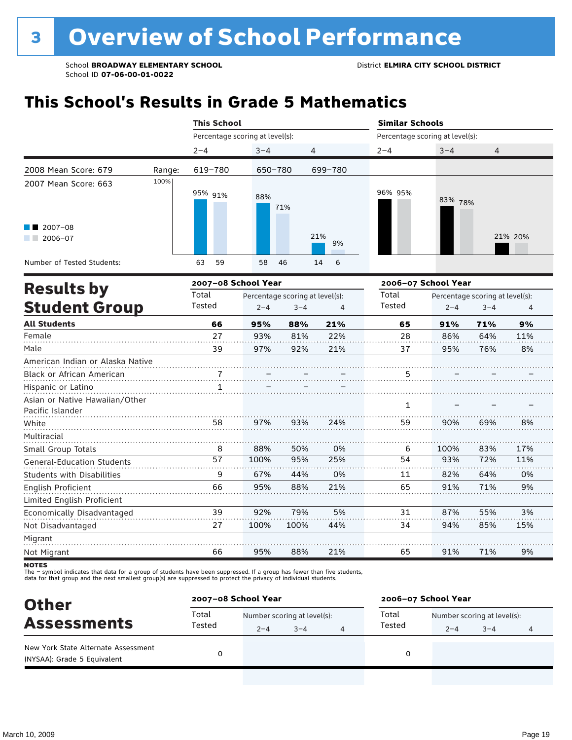# 3 Overview of School Performance

School **BROADWAY ELEMENTARY SCHOOL**
School ID **07-06-00-01-0022**

District **ELMIRA CITY SCHOOL DISTRICT**

## This School's Results in Grade 5 Mathematics

This School

Percentage scoring at level(s):

2–4 | 3–4 | 4

Similar Schools

Percentage scoring at level(s):

2–4 | 3–4 | 4

2008 Mean Score: 679

Range: 619–780 | 650–780 | 699–780

2007 Mean Score: 663

100%

2007–08

2006–07

95% 91% | 88% 71% | 21% 9%

96% 95% | 83% 78% | 21% 20%

Number of Tested Students: 63 59 | 58 46 | 14 6

## Results by Student Group

| | 2007–08 School Year | | | | 2006–07 School Year | | | |
|---|---|---|---|---|---|---|---|---|
| | Total Tested | Percentage scoring at level(s): 2–4 | 3–4 | 4 | Total Tested | Percentage scoring at level(s): 2–4 | 3–4 | 4 |
| **All Students** | **66** | **95%** | **88%** | **21%** | **65** | **91%** | **71%** | **9%** |
| Female | 27 | 93% | 81% | 22% | 28 | 86% | 64% | 11% |
| Male | 39 | 97% | 92% | 21% | 37 | 95% | 76% | 8% |
| American Indian or Alaska Native | | | | | | | | |
| Black or African American | 7 | – | – | – | 5 | – | – | – |
| Hispanic or Latino | 1 | – | – | – | | | | |
| Asian or Native Hawaiian/Other Pacific Islander | | | | | 1 | – | – | – |
| White | 58 | 97% | 93% | 24% | 59 | 90% | 69% | 8% |
| Multiracial | | | | | | | | |
| Small Group Totals | 8 | 88% | 50% | 0% | 6 | 100% | 83% | 17% |
| General-Education Students | 57 | 100% | 95% | 25% | 54 | 93% | 72% | 11% |
| Students with Disabilities | 9 | 67% | 44% | 0% | 11 | 82% | 64% | 0% |
| English Proficient | 66 | 95% | 88% | 21% | 65 | 91% | 71% | 9% |
| Limited English Proficient | | | | | | | | |
| Economically Disadvantaged | 39 | 92% | 79% | 5% | 31 | 87% | 55% | 3% |
| Not Disadvantaged | 27 | 100% | 100% | 44% | 34 | 94% | 85% | 15% |
| Migrant | | | | | | | | |
| Not Migrant | 66 | 95% | 88% | 21% | 65 | 91% | 71% | 9% |

**NOTES**
The – symbol indicates that data for a group of students have been suppressed. If a group has fewer than five students, data for that group and the next smallest group(s) are suppressed to protect the privacy of individual students.

## Other Assessments

| | 2007–08 School Year | | | | 2006–07 School Year | | | |
|---|---|---|---|---|---|---|---|---|
| | Total Tested | Number scoring at level(s): 2–4 | 3–4 | 4 | Total Tested | Number scoring at level(s): 2–4 | 3–4 | 4 |
| New York State Alternate Assessment (NYSAA): Grade 5 Equivalent | 0 | | | | 0 | | | |

March 10, 2009